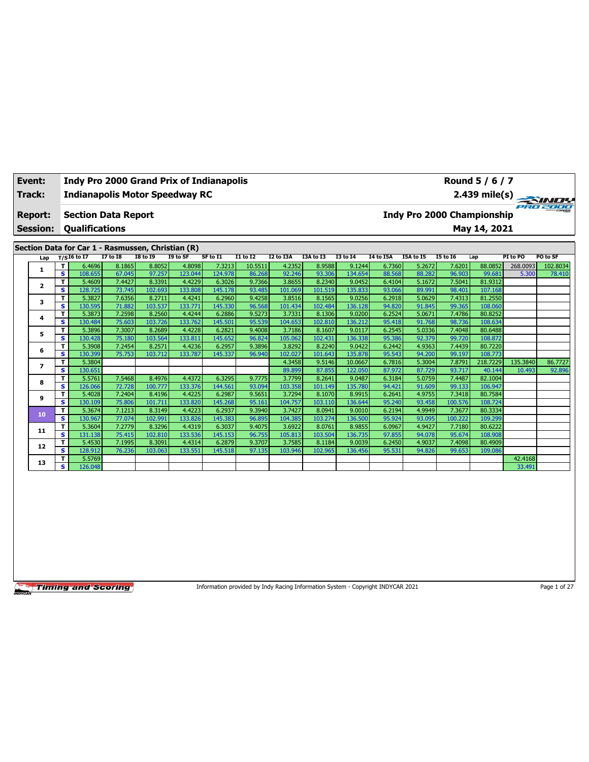| Event: | Indy Pro 2000 Grand Prix of Indianapolis | Round 5 / 6 / 7 |
|---|---|---|
| Track: | Indianapolis Motor Speedway RC | 2.439 mile(s) |
| Report: | Section Data Report | Indy Pro 2000 Championship |
| Session: | Qualifications | May 14, 2021 |

## Section Data for Car 1 - Rasmussen, Christian (R)

| Lap | T/S | I6 to I7 | I7 to I8 | I8 to I9 | I9 to SF | SF to I1 | I1 to I2 | I2 to I3A | I3A to I3 | I3 to I4 | I4 to I5A | I5A to I5 | I5 to I6 | Lap | PI to PO | PO to SF |
|---|---|---|---|---|---|---|---|---|---|---|---|---|---|---|---|---|
| 1 | T | 6.4696 | 8.1865 | 8.8052 | 4.8098 | 7.3213 | 10.5511 | 4.2352 | 8.9588 | 9.1244 | 6.7360 | 5.2672 | 7.6201 | 88.0852 | 268.0093 | 102.8034 |
| | S | 108.655 | 67.045 | 97.257 | 123.044 | 124.978 | 86.268 | 92.246 | 93.306 | 134.654 | 88.568 | 88.282 | 96.903 | 99.681 | 5.300 | 78.410 |
| 2 | T | 5.4609 | 7.4427 | 8.3391 | 4.4229 | 6.3026 | 9.7366 | 3.8655 | 8.2340 | 9.0452 | 6.4104 | 5.1672 | 7.5041 | 81.9312 | | |
| | S | 128.725 | 73.745 | 102.693 | 133.808 | 145.178 | 93.485 | 101.069 | 101.519 | 135.833 | 93.066 | 89.991 | 98.401 | 107.168 | | |
| 3 | T | 5.3827 | 7.6356 | 8.2711 | 4.4241 | 6.2960 | 9.4258 | 3.8516 | 8.1565 | 9.0256 | 6.2918 | 5.0629 | 7.4313 | 81.2550 | | |
| | S | 130.595 | 71.882 | 103.537 | 133.771 | 145.330 | 96.568 | 101.434 | 102.484 | 136.128 | 94.820 | 91.845 | 99.365 | 108.060 | | |
| 4 | T | 5.3873 | 7.2598 | 8.2560 | 4.4244 | 6.2886 | 9.5273 | 3.7331 | 8.1306 | 9.0200 | 6.2524 | 5.0671 | 7.4786 | 80.8252 | | |
| | S | 130.484 | 75.603 | 103.726 | 133.762 | 145.501 | 95.539 | 104.653 | 102.810 | 136.212 | 95.418 | 91.768 | 98.736 | 108.634 | | |
| 5 | T | 5.3896 | 7.3007 | 8.2689 | 4.4228 | 6.2821 | 9.4008 | 3.7186 | 8.1607 | 9.0117 | 6.2545 | 5.0336 | 7.4048 | 80.6488 | | |
| | S | 130.428 | 75.180 | 103.564 | 133.811 | 145.652 | 96.824 | 105.062 | 102.431 | 136.338 | 95.386 | 92.379 | 99.720 | 108.872 | | |
| 6 | T | 5.3908 | 7.2454 | 8.2571 | 4.4236 | 6.2957 | 9.3896 | 3.8292 | 8.2240 | 9.0422 | 6.2442 | 4.9363 | 7.4439 | 80.7220 | | |
| | S | 130.399 | 75.753 | 103.712 | 133.787 | 145.337 | 96.940 | 102.027 | 101.643 | 135.878 | 95.543 | 94.200 | 99.197 | 108.773 | | |
| 7 | T | 5.3804 | | | | | | 4.3458 | 9.5146 | 10.0667 | 6.7816 | 5.3004 | 7.8791 | 218.7229 | 135.3840 | 86.7727 |
| | S | 130.651 | | | | | | 89.899 | 87.855 | 122.050 | 87.972 | 87.729 | 93.717 | 40.144 | 10.493 | 92.896 |
| 8 | T | 5.5761 | 7.5468 | 8.4976 | 4.4372 | 6.3295 | 9.7775 | 3.7799 | 8.2641 | 9.0487 | 6.3184 | 5.0759 | 7.4487 | 82.1004 | | |
| | S | 126.066 | 72.728 | 100.777 | 133.376 | 144.561 | 93.094 | 103.358 | 101.149 | 135.780 | 94.421 | 91.609 | 99.133 | 106.947 | | |
| 9 | T | 5.4028 | 7.2404 | 8.4196 | 4.4225 | 6.2987 | 9.5651 | 3.7294 | 8.1070 | 8.9915 | 6.2641 | 4.9755 | 7.3418 | 80.7584 | | |
| | S | 130.109 | 75.806 | 101.711 | 133.820 | 145.268 | 95.161 | 104.757 | 103.110 | 136.644 | 95.240 | 93.458 | 100.576 | 108.724 | | |
| 10 | T | 5.3674 | 7.1213 | 8.3149 | 4.4223 | 6.2937 | 9.3940 | 3.7427 | 8.0941 | 9.0010 | 6.2194 | 4.9949 | 7.3677 | 80.3334 | | |
| | S | 130.967 | 77.074 | 102.991 | 133.826 | 145.383 | 96.895 | 104.385 | 103.274 | 136.500 | 95.924 | 93.095 | 100.222 | 109.299 | | |
| 11 | T | 5.3604 | 7.2779 | 8.3296 | 4.4319 | 6.3037 | 9.4075 | 3.6922 | 8.0761 | 8.9855 | 6.0967 | 4.9427 | 7.7180 | 80.6222 | | |
| | S | 131.138 | 75.415 | 102.810 | 133.536 | 145.153 | 96.755 | 105.813 | 103.504 | 136.735 | 97.855 | 94.078 | 95.674 | 108.908 | | |
| 12 | T | 5.4530 | 7.1995 | 8.3091 | 4.4314 | 6.2879 | 9.3707 | 3.7585 | 8.1184 | 9.0039 | 6.2450 | 4.9037 | 7.4098 | 80.4909 | | |
| | S | 128.912 | 76.236 | 103.063 | 133.551 | 145.518 | 97.135 | 103.946 | 102.965 | 136.456 | 95.531 | 94.826 | 99.653 | 109.086 | | |
| 13 | T | 5.5769 | | | | | | | | | | | | | 42.4168 | |
| | S | 126.048 | | | | | | | | | | | | | 33.491 | |

Information provided by Indy Racing Information System - Copyright INDYCAR 2021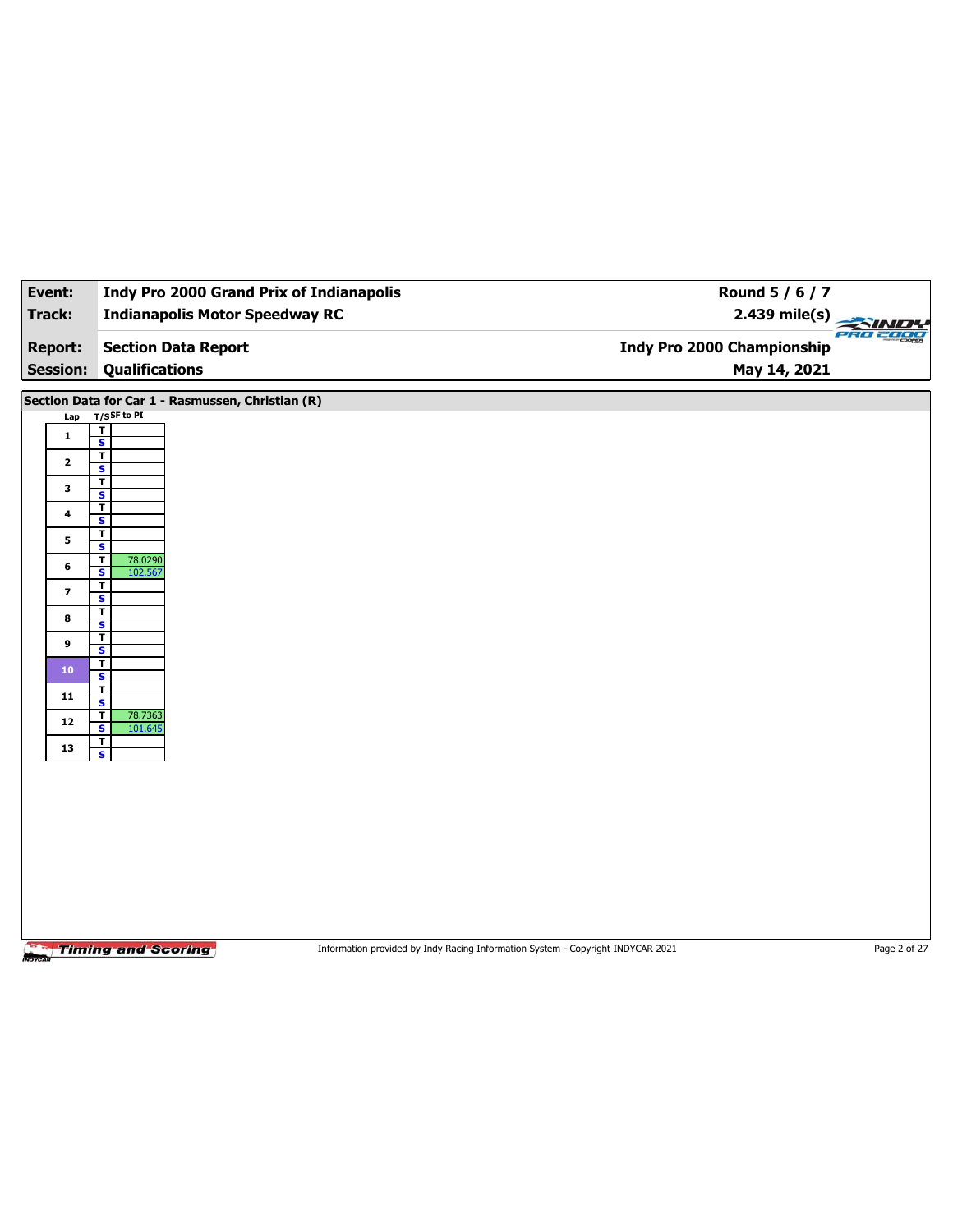| Event: | Indy Pro 2000 Grand Prix of Indianapolis | Round 5 / 6 / 7 |
|---|---|---|
| Track: | Indianapolis Motor Speedway RC | 2.439 mile(s) |
| Report: | Section Data Report | Indy Pro 2000 Championship |
| Session: | Qualifications | May 14, 2021 |

## Section Data for Car 1 - Rasmussen, Christian (R)

| Lap | T/S | SF to PI |
|---|---|---|
| 1 | T | |
| | S | |
| 2 | T | |
| | S | |
| 3 | T | |
| | S | |
| 4 | T | |
| | S | |
| 5 | T | |
| | S | |
| 6 | T | 78.0290 |
| | S | 102.567 |
| 7 | T | |
| | S | |
| 8 | T | |
| | S | |
| 9 | T | |
| | S | |
| 10 | T | |
| | S | |
| 11 | T | |
| | S | |
| 12 | T | 78.7363 |
| | S | 101.645 |
| 13 | T | |
| | S | |

Information provided by Indy Racing Information System - Copyright INDYCAR 2021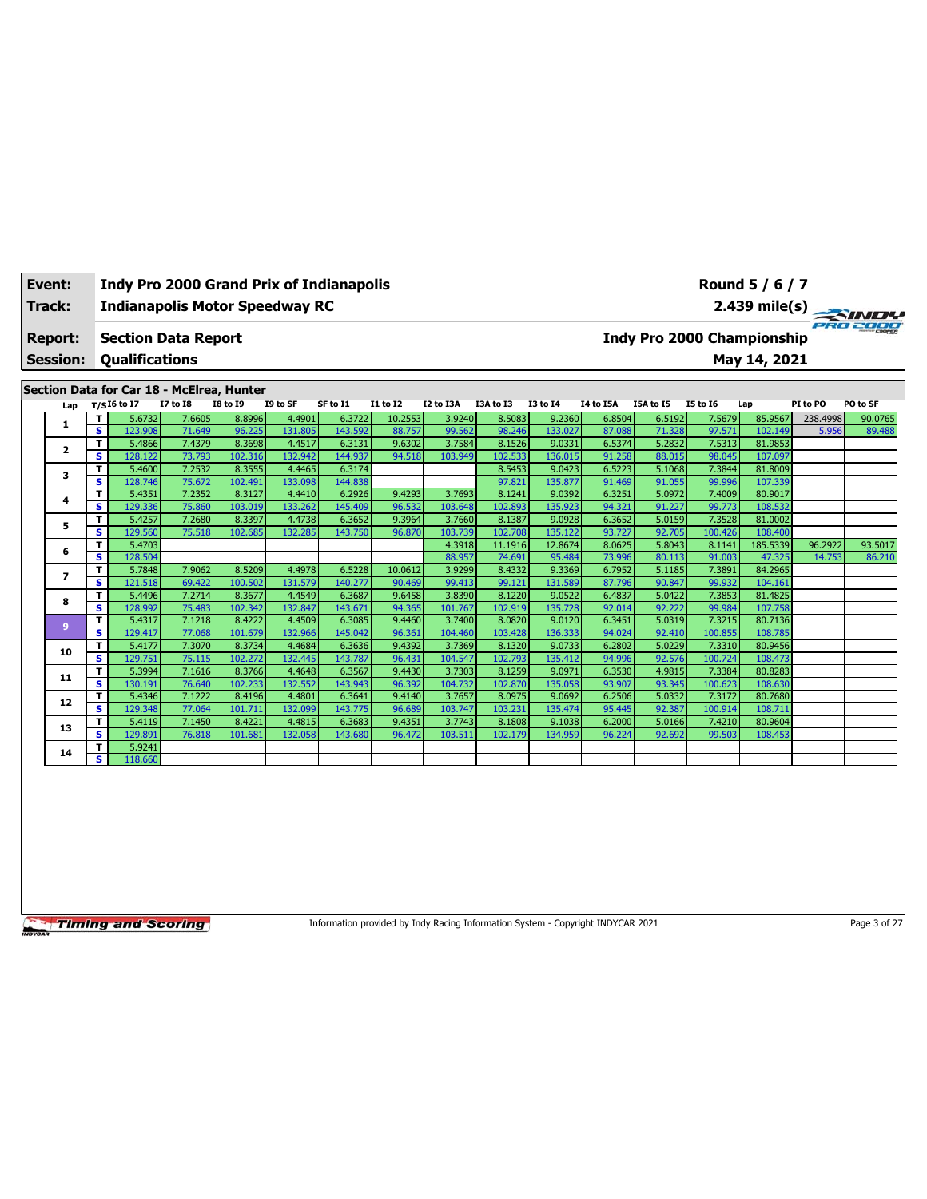| Event: | Indy Pro 2000 Grand Prix of Indianapolis | Round 5 / 6 / 7 |
|---|---|---|
| Track: | Indianapolis Motor Speedway RC | 2.439 mile(s) |
| Report: | Section Data Report | Indy Pro 2000 Championship |
| Session: | Qualifications | May 14, 2021 |

## Section Data for Car 18 - McElrea, Hunter

| Lap | T/S | I6 to I7 | I7 to I8 | I8 to I9 | I9 to SF | SF to I1 | I1 to I2 | I2 to I3A | I3A to I3 | I3 to I4 | I4 to I5A | I5A to I5 | I5 to I6 | Lap | PI to PO | PO to SF |
|---|---|---|---|---|---|---|---|---|---|---|---|---|---|---|---|---|
| 1 | T | 5.6732 | 7.6605 | 8.8996 | 4.4901 | 6.3722 | 10.2553 | 3.9240 | 8.5083 | 9.2360 | 6.8504 | 6.5192 | 7.5679 | 85.9567 | 238.4998 | 90.0765 |
| | S | 123.908 | 71.649 | 96.225 | 131.805 | 143.592 | 88.757 | 99.562 | 98.246 | 133.027 | 87.088 | 71.328 | 97.571 | 102.149 | 5.956 | 89.488 |
| 2 | T | 5.4866 | 7.4379 | 8.3698 | 4.4517 | 6.3131 | 9.6302 | 3.7584 | 8.1526 | 9.0331 | 6.5374 | 5.2832 | 7.5313 | 81.9853 | | |
| | S | 128.122 | 73.793 | 102.316 | 132.942 | 144.937 | 94.518 | 103.949 | 102.533 | 136.015 | 91.258 | 88.015 | 98.045 | 107.097 | | |
| 3 | T | 5.4600 | 7.2532 | 8.3555 | 4.4465 | 6.3174 | | | 8.5453 | 9.0423 | 6.5223 | 5.1068 | 7.3844 | 81.8009 | | |
| | S | 128.746 | 75.672 | 102.491 | 133.098 | 144.838 | | | 97.821 | 135.877 | 91.469 | 91.055 | 99.996 | 107.339 | | |
| 4 | T | 5.4351 | 7.2352 | 8.3127 | 4.4410 | 6.2926 | 9.4293 | 3.7693 | 8.1241 | 9.0392 | 6.3251 | 5.0972 | 7.4009 | 80.9017 | | |
| | S | 129.336 | 75.860 | 103.019 | 133.262 | 145.409 | 96.532 | 103.648 | 102.893 | 135.923 | 94.321 | 91.227 | 99.773 | 108.532 | | |
| 5 | T | 5.4257 | 7.2680 | 8.3397 | 4.4738 | 6.3652 | 9.3964 | 3.7660 | 8.1387 | 9.0928 | 6.3652 | 5.0159 | 7.3528 | 81.0002 | | |
| | S | 129.560 | 75.518 | 102.685 | 132.285 | 143.750 | 96.870 | 103.739 | 102.708 | 135.122 | 93.727 | 92.705 | 100.426 | 108.400 | | |
| 6 | T | 5.4703 | | | | | | 4.3918 | 11.1916 | 12.8674 | 8.0625 | 5.8043 | 8.1141 | 185.5339 | 96.2922 | 93.5017 |
| | S | 128.504 | | | | | | 88.957 | 74.691 | 95.484 | 73.996 | 80.113 | 91.003 | 47.325 | 14.753 | 86.210 |
| 7 | T | 5.7848 | 7.9062 | 8.5209 | 4.4978 | 6.5228 | 10.0612 | 3.9299 | 8.4332 | 9.3369 | 6.7952 | 5.1185 | 7.3891 | 84.2965 | | |
| | S | 121.518 | 69.422 | 100.502 | 131.579 | 140.277 | 90.469 | 99.413 | 99.121 | 131.589 | 87.796 | 90.847 | 99.932 | 104.161 | | |
| 8 | T | 5.4496 | 7.2714 | 8.3677 | 4.4549 | 6.3687 | 9.6458 | 3.8390 | 8.1220 | 9.0522 | 6.4837 | 5.0422 | 7.3853 | 81.4825 | | |
| | S | 128.992 | 75.483 | 102.342 | 132.847 | 143.671 | 94.365 | 101.767 | 102.919 | 135.728 | 92.014 | 92.222 | 99.984 | 107.758 | | |
| 9 | T | 5.4317 | 7.1218 | 8.4222 | 4.4509 | 6.3085 | 9.4460 | 3.7400 | 8.0820 | 9.0120 | 6.3451 | 5.0319 | 7.3215 | 80.7136 | | |
| | S | 129.417 | 77.068 | 101.679 | 132.966 | 145.042 | 96.361 | 104.460 | 103.428 | 136.333 | 94.024 | 92.410 | 100.855 | 108.785 | | |
| 10 | T | 5.4177 | 7.3070 | 8.3734 | 4.4684 | 6.3636 | 9.4392 | 3.7369 | 8.1320 | 9.0733 | 6.2802 | 5.0229 | 7.3310 | 80.9456 | | |
| | S | 129.751 | 75.115 | 102.272 | 132.445 | 143.787 | 96.431 | 104.547 | 102.793 | 135.412 | 94.996 | 92.576 | 100.724 | 108.473 | | |
| 11 | T | 5.3994 | 7.1616 | 8.3766 | 4.4648 | 6.3567 | 9.4430 | 3.7303 | 8.1259 | 9.0971 | 6.3530 | 4.9815 | 7.3384 | 80.8283 | | |
| | S | 130.191 | 76.640 | 102.233 | 132.552 | 143.943 | 96.392 | 104.732 | 102.870 | 135.058 | 93.907 | 93.345 | 100.623 | 108.630 | | |
| 12 | T | 5.4346 | 7.1222 | 8.4196 | 4.4801 | 6.3641 | 9.4140 | 3.7657 | 8.0975 | 9.0692 | 6.2506 | 5.0332 | 7.3172 | 80.7680 | | |
| | S | 129.348 | 77.064 | 101.711 | 132.099 | 143.775 | 96.689 | 103.747 | 103.231 | 135.474 | 95.445 | 92.387 | 100.914 | 108.711 | | |
| 13 | T | 5.4119 | 7.1450 | 8.4221 | 4.4815 | 6.3683 | 9.4351 | 3.7743 | 8.1808 | 9.1038 | 6.2000 | 5.0166 | 7.4210 | 80.9604 | | |
| | S | 129.891 | 76.818 | 101.681 | 132.058 | 143.680 | 96.472 | 103.511 | 102.179 | 134.959 | 96.224 | 92.692 | 99.503 | 108.453 | | |
| 14 | T | 5.9241 | | | | | | | | | | | | | | |
| | S | 118.660 | | | | | | | | | | | | | | |

Information provided by Indy Racing Information System - Copyright INDYCAR 2021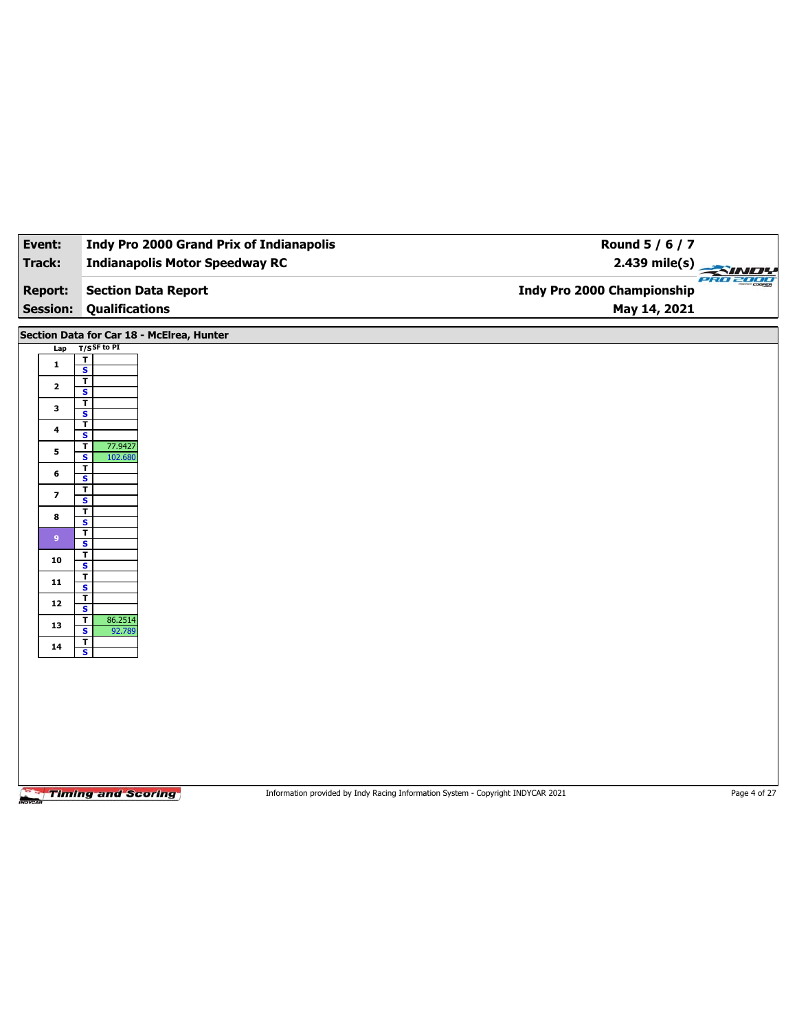| Event: | Indy Pro 2000 Grand Prix of Indianapolis | Round 5 / 6 / 7 |
|---|---|---|
| Track: | Indianapolis Motor Speedway RC | 2.439 mile(s) |
| Report: | Section Data Report | Indy Pro 2000 Championship |
| Session: | Qualifications | May 14, 2021 |

## Section Data for Car 18 - McElrea, Hunter

| Lap | T/S | SF to PI |
|---|---|---|
| 1 | T | |
| | S | |
| 2 | T | |
| | S | |
| 3 | T | |
| | S | |
| 4 | T | |
| | S | |
| 5 | T | 77.9427 |
| | S | 102.680 |
| 6 | T | |
| | S | |
| 7 | T | |
| | S | |
| 8 | T | |
| | S | |
| 9 | T | |
| | S | |
| 10 | T | |
| | S | |
| 11 | T | |
| | S | |
| 12 | T | |
| | S | |
| 13 | T | 86.2514 |
| | S | 92.789 |
| 14 | T | |
| | S | |

Information provided by Indy Racing Information System - Copyright INDYCAR 2021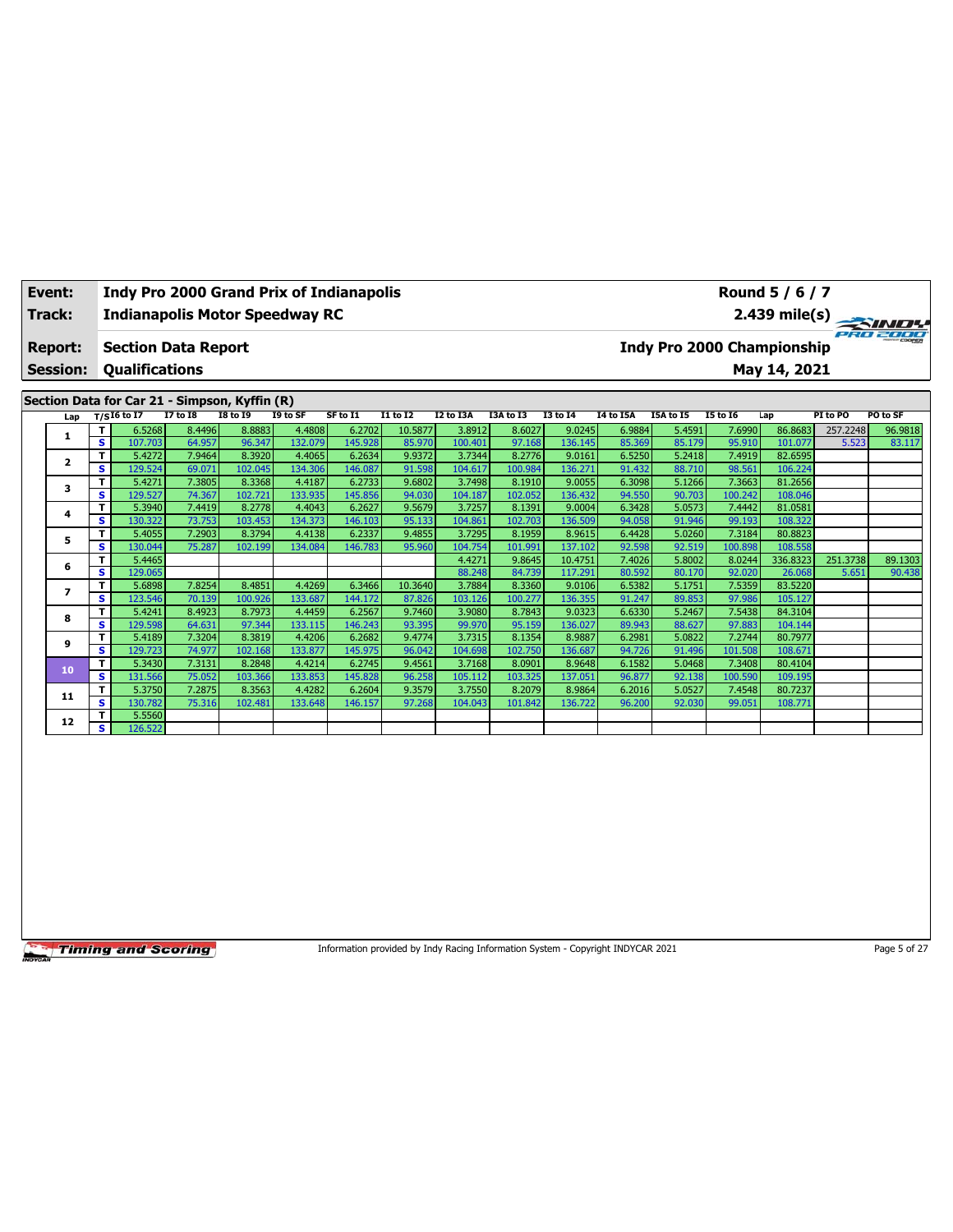| Event: | Indy Pro 2000 Grand Prix of Indianapolis | Round 5 / 6 / 7 |
|---|---|---|
| Track: | Indianapolis Motor Speedway RC | 2.439 mile(s) |
| Report: | Section Data Report | Indy Pro 2000 Championship |
| Session: | Qualifications | May 14, 2021 |

## Section Data for Car 21 - Simpson, Kyffin (R)

| Lap | T/S | I6 to I7 | I7 to I8 | I8 to I9 | I9 to SF | SF to I1 | I1 to I2 | I2 to I3A | I3A to I3 | I3 to I4 | I4 to I5A | I5A to I5 | I5 to I6 | Lap | PI to PO | PO to SF |
|---|---|---|---|---|---|---|---|---|---|---|---|---|---|---|---|---|
| 1 | T | 6.5268 | 8.4496 | 8.8883 | 4.4808 | 6.2702 | 10.5877 | 3.8912 | 8.6027 | 9.0245 | 6.9884 | 5.4591 | 7.6990 | 86.8683 | 257.2248 | 96.9818 |
| | S | 107.703 | 64.957 | 96.347 | 132.079 | 145.928 | 85.970 | 100.401 | 97.168 | 136.145 | 85.369 | 85.179 | 95.910 | 101.077 | 5.523 | 83.117 |
| 2 | T | 5.4272 | 7.9464 | 8.3920 | 4.4065 | 6.2634 | 9.9372 | 3.7344 | 8.2776 | 9.0161 | 6.5250 | 5.2418 | 7.4919 | 82.6595 | | |
| | S | 129.524 | 69.071 | 102.045 | 134.306 | 146.087 | 91.598 | 104.617 | 100.984 | 136.271 | 91.432 | 88.710 | 98.561 | 106.224 | | |
| 3 | T | 5.4271 | 7.3805 | 8.3368 | 4.4187 | 6.2733 | 9.6802 | 3.7498 | 8.1910 | 9.0055 | 6.3098 | 5.1266 | 7.3663 | 81.2656 | | |
| | S | 129.527 | 74.367 | 102.721 | 133.935 | 145.856 | 94.030 | 104.187 | 102.052 | 136.432 | 94.550 | 90.703 | 100.242 | 108.046 | | |
| 4 | T | 5.3940 | 7.4419 | 8.2778 | 4.4043 | 6.2627 | 9.5679 | 3.7257 | 8.1391 | 9.0004 | 6.3428 | 5.0573 | 7.4442 | 81.0581 | | |
| | S | 130.322 | 73.753 | 103.453 | 134.373 | 146.103 | 95.133 | 104.861 | 102.703 | 136.509 | 94.058 | 91.946 | 99.193 | 108.322 | | |
| 5 | T | 5.4055 | 7.2903 | 8.3794 | 4.4138 | 6.2337 | 9.4855 | 3.7295 | 8.1959 | 8.9615 | 6.4428 | 5.0260 | 7.3184 | 80.8823 | | |
| | S | 130.044 | 75.287 | 102.199 | 134.084 | 146.783 | 95.960 | 104.754 | 101.991 | 137.102 | 92.598 | 92.519 | 100.898 | 108.558 | | |
| 6 | T | 5.4465 | | | | | | 4.4271 | 9.8645 | 10.4751 | 7.4026 | 5.8002 | 8.0244 | 336.8323 | 251.3738 | 89.1303 |
| | S | 129.065 | | | | | | 88.248 | 84.739 | 117.291 | 80.592 | 80.170 | 92.020 | 26.068 | 5.651 | 90.438 |
| 7 | T | 5.6898 | 7.8254 | 8.4851 | 4.4269 | 6.3466 | 10.3640 | 3.7884 | 8.3360 | 9.0106 | 6.5382 | 5.1751 | 7.5359 | 83.5220 | | |
| | S | 123.546 | 70.139 | 100.926 | 133.687 | 144.172 | 87.826 | 103.126 | 100.277 | 136.355 | 91.247 | 89.853 | 97.986 | 105.127 | | |
| 8 | T | 5.4241 | 8.4923 | 8.7973 | 4.4459 | 6.2567 | 9.7460 | 3.9080 | 8.7843 | 9.0323 | 6.6330 | 5.2467 | 7.5438 | 84.3104 | | |
| | S | 129.598 | 64.631 | 97.344 | 133.115 | 146.243 | 93.395 | 99.970 | 95.159 | 136.027 | 89.943 | 88.627 | 97.883 | 104.144 | | |
| 9 | T | 5.4189 | 7.3204 | 8.3819 | 4.4206 | 6.2682 | 9.4774 | 3.7315 | 8.1354 | 8.9887 | 6.2981 | 5.0822 | 7.2744 | 80.7977 | | |
| | S | 129.723 | 74.977 | 102.168 | 133.877 | 145.975 | 96.042 | 104.698 | 102.750 | 136.687 | 94.726 | 91.496 | 101.508 | 108.671 | | |
| 10 | T | 5.3430 | 7.3131 | 8.2848 | 4.4214 | 6.2745 | 9.4561 | 3.7168 | 8.0901 | 8.9648 | 6.1582 | 5.0468 | 7.3408 | 80.4104 | | |
| | S | 131.566 | 75.052 | 103.366 | 133.853 | 145.828 | 96.258 | 105.112 | 103.325 | 137.051 | 96.877 | 92.138 | 100.590 | 109.195 | | |
| 11 | T | 5.3750 | 7.2875 | 8.3563 | 4.4282 | 6.2604 | 9.3579 | 3.7550 | 8.2079 | 8.9864 | 6.2016 | 5.0527 | 7.4548 | 80.7237 | | |
| | S | 130.782 | 75.316 | 102.481 | 133.648 | 146.157 | 97.268 | 104.043 | 101.842 | 136.722 | 96.200 | 92.030 | 99.051 | 108.771 | | |
| 12 | T | 5.5560 | | | | | | | | | | | | | | |
| | S | 126.522 | | | | | | | | | | | | | | |

Information provided by Indy Racing Information System - Copyright INDYCAR 2021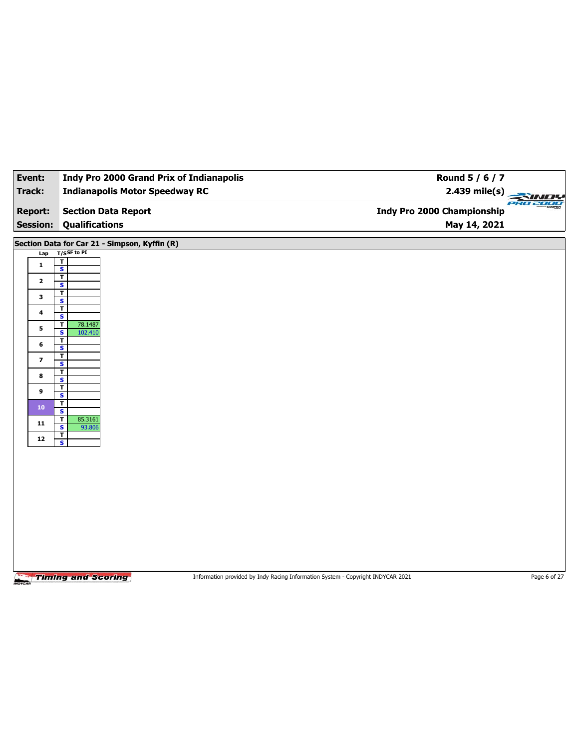| Event: | Indy Pro 2000 Grand Prix of Indianapolis | Round 5 / 6 / 7 |
|---|---|---|
| Track: | Indianapolis Motor Speedway RC | 2.439 mile(s) |
| Report: | Section Data Report | Indy Pro 2000 Championship |
| Session: | Qualifications | May 14, 2021 |

## Section Data for Car 21 - Simpson, Kyffin (R)

| Lap | T/S | SF to PI |
|---|---|---|
| 1 | T | |
| | S | |
| 2 | T | |
| | S | |
| 3 | T | |
| | S | |
| 4 | T | |
| | S | |
| 5 | T | 78.1487 |
| | S | 102.410 |
| 6 | T | |
| | S | |
| 7 | T | |
| | S | |
| 8 | T | |
| | S | |
| 9 | T | |
| | S | |
| 10 | T | |
| | S | |
| 11 | T | 85.3161 |
| | S | 93.806 |
| 12 | T | |
| | S | |

Information provided by Indy Racing Information System - Copyright INDYCAR 2021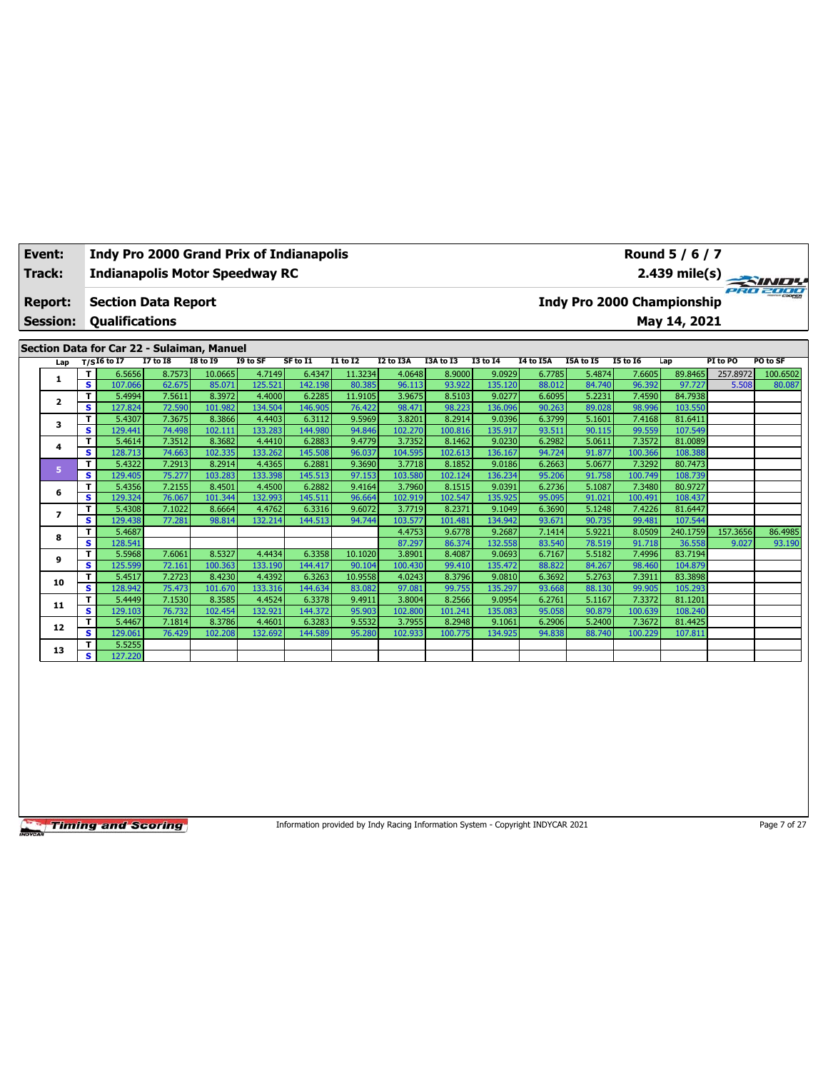| Event: | Indy Pro 2000 Grand Prix of Indianapolis | Round 5 / 6 / 7 |
|---|---|---|
| Track: | Indianapolis Motor Speedway RC | 2.439 mile(s) |
| Report: | Section Data Report | Indy Pro 2000 Championship |
| Session: | Qualifications | May 14, 2021 |

## Section Data for Car 22 - Sulaiman, Manuel

| Lap | T/S | I6 to I7 | I7 to I8 | I8 to I9 | I9 to SF | SF to I1 | I1 to I2 | I2 to I3A | I3A to I3 | I3 to I4 | I4 to I5A | I5A to I5 | I5 to I6 | Lap | PI to PO | PO to SF |
|---|---|---|---|---|---|---|---|---|---|---|---|---|---|---|---|---|
| 1 | T | 6.5656 | 8.7573 | 10.0665 | 4.7149 | 6.4347 | 11.3234 | 4.0648 | 8.9000 | 9.0929 | 6.7785 | 5.4874 | 7.6605 | 89.8465 | 257.8972 | 100.6502 |
| | S | 107.066 | 62.675 | 85.071 | 125.521 | 142.198 | 80.385 | 96.113 | 93.922 | 135.120 | 88.012 | 84.740 | 96.392 | 97.727 | 5.508 | 80.087 |
| 2 | T | 5.4994 | 7.5611 | 8.3972 | 4.4000 | 6.2285 | 11.9105 | 3.9675 | 8.5103 | 9.0277 | 6.6095 | 5.2231 | 7.4590 | 84.7938 | | |
| | S | 127.824 | 72.590 | 101.982 | 134.504 | 146.905 | 76.422 | 98.471 | 98.223 | 136.096 | 90.263 | 89.028 | 98.996 | 103.550 | | |
| 3 | T | 5.4307 | 7.3675 | 8.3866 | 4.4403 | 6.3112 | 9.5969 | 3.8201 | 8.2914 | 9.0396 | 6.3799 | 5.1601 | 7.4168 | 81.6411 | | |
| | S | 129.441 | 74.498 | 102.111 | 133.283 | 144.980 | 94.846 | 102.270 | 100.816 | 135.917 | 93.511 | 90.115 | 99.559 | 107.549 | | |
| 4 | T | 5.4614 | 7.3512 | 8.3682 | 4.4410 | 6.2883 | 9.4779 | 3.7352 | 8.1462 | 9.0230 | 6.2982 | 5.0611 | 7.3572 | 81.0089 | | |
| | S | 128.713 | 74.663 | 102.335 | 133.262 | 145.508 | 96.037 | 104.595 | 102.613 | 136.167 | 94.724 | 91.877 | 100.366 | 108.388 | | |
| 5 | T | 5.4322 | 7.2913 | 8.2914 | 4.4365 | 6.2881 | 9.3690 | 3.7718 | 8.1852 | 9.0186 | 6.2663 | 5.0677 | 7.3292 | 80.7473 | | |
| | S | 129.405 | 75.277 | 103.283 | 133.398 | 145.513 | 97.153 | 103.580 | 102.124 | 136.234 | 95.206 | 91.758 | 100.749 | 108.739 | | |
| 6 | T | 5.4356 | 7.2155 | 8.4501 | 4.4500 | 6.2882 | 9.4164 | 3.7960 | 8.1515 | 9.0391 | 6.2736 | 5.1087 | 7.3480 | 80.9727 | | |
| | S | 129.324 | 76.067 | 101.344 | 132.993 | 145.511 | 96.664 | 102.919 | 102.547 | 135.925 | 95.095 | 91.021 | 100.491 | 108.437 | | |
| 7 | T | 5.4308 | 7.1022 | 8.6664 | 4.4762 | 6.3316 | 9.6072 | 3.7719 | 8.2371 | 9.1049 | 6.3690 | 5.1248 | 7.4226 | 81.6447 | | |
| | S | 129.438 | 77.281 | 98.814 | 132.214 | 144.513 | 94.744 | 103.577 | 101.481 | 134.942 | 93.671 | 90.735 | 99.481 | 107.544 | | |
| 8 | T | 5.4687 | | | | | | 4.4753 | 9.6778 | 9.2687 | 7.1414 | 5.9221 | 8.0509 | 240.1759 | 157.3656 | 86.4985 |
| | S | 128.541 | | | | | | 87.297 | 86.374 | 132.558 | 83.540 | 78.519 | 91.718 | 36.558 | 9.027 | 93.190 |
| 9 | T | 5.5968 | 7.6061 | 8.5327 | 4.4434 | 6.3358 | 10.1020 | 3.8901 | 8.4087 | 9.0693 | 6.7167 | 5.5182 | 7.4996 | 83.7194 | | |
| | S | 125.599 | 72.161 | 100.363 | 133.190 | 144.417 | 90.104 | 100.430 | 99.410 | 135.472 | 88.822 | 84.267 | 98.460 | 104.879 | | |
| 10 | T | 5.4517 | 7.2723 | 8.4230 | 4.4392 | 6.3263 | 10.9558 | 4.0243 | 8.3796 | 9.0810 | 6.3692 | 5.2763 | 7.3911 | 83.3898 | | |
| | S | 128.942 | 75.473 | 101.670 | 133.316 | 144.634 | 83.082 | 97.081 | 99.755 | 135.297 | 93.668 | 88.130 | 99.905 | 105.293 | | |
| 11 | T | 5.4449 | 7.1530 | 8.3585 | 4.4524 | 6.3378 | 9.4911 | 3.8004 | 8.2566 | 9.0954 | 6.2761 | 5.1167 | 7.3372 | 81.1201 | | |
| | S | 129.103 | 76.732 | 102.454 | 132.921 | 144.372 | 95.903 | 102.800 | 101.241 | 135.083 | 95.058 | 90.879 | 100.639 | 108.240 | | |
| 12 | T | 5.4467 | 7.1814 | 8.3786 | 4.4601 | 6.3283 | 9.5532 | 3.7955 | 8.2948 | 9.1061 | 6.2906 | 5.2400 | 7.3672 | 81.4425 | | |
| | S | 129.061 | 76.429 | 102.208 | 132.692 | 144.589 | 95.280 | 102.933 | 100.775 | 134.925 | 94.838 | 88.740 | 100.229 | 107.811 | | |
| 13 | T | 5.5255 | | | | | | | | | | | | | | |
| | S | 127.220 | | | | | | | | | | | | | | |

Information provided by Indy Racing Information System - Copyright INDYCAR 2021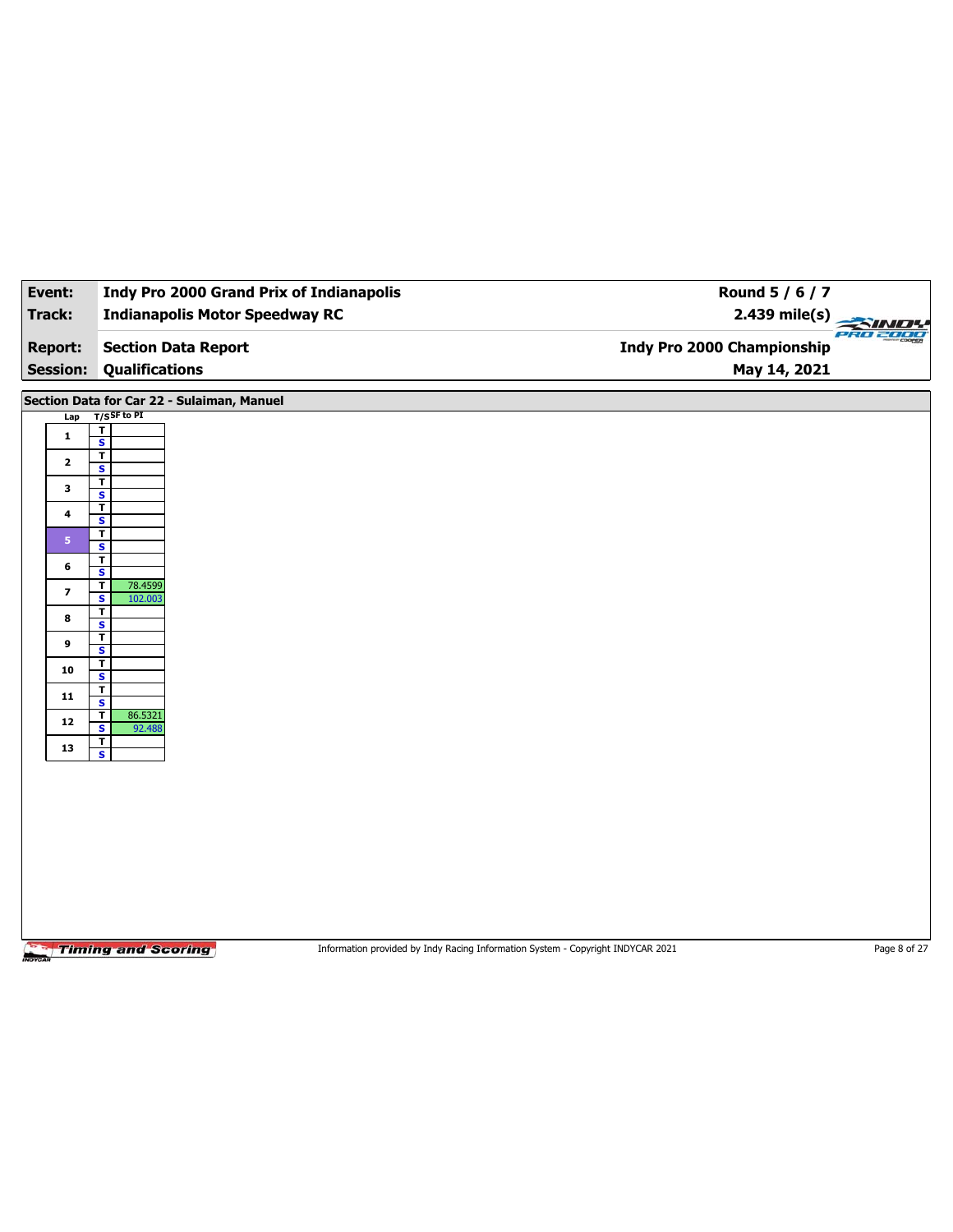| Event: | Indy Pro 2000 Grand Prix of Indianapolis | Round 5 / 6 / 7 |
|---|---|---|
| Track: | Indianapolis Motor Speedway RC | 2.439 mile(s) |
| Report: | Section Data Report | Indy Pro 2000 Championship |
| Session: | Qualifications | May 14, 2021 |

## Section Data for Car 22 - Sulaiman, Manuel

| Lap | T/S | SF to PI |
|---|---|---|
| 1 | T | |
| | S | |
| 2 | T | |
| | S | |
| 3 | T | |
| | S | |
| 4 | T | |
| | S | |
| 5 | T | |
| | S | |
| 6 | T | |
| | S | |
| 7 | T | 78.4599 |
| | S | 102.003 |
| 8 | T | |
| | S | |
| 9 | T | |
| | S | |
| 10 | T | |
| | S | |
| 11 | T | |
| | S | |
| 12 | T | 86.5321 |
| | S | 92.488 |
| 13 | T | |
| | S | |

Information provided by Indy Racing Information System - Copyright INDYCAR 2021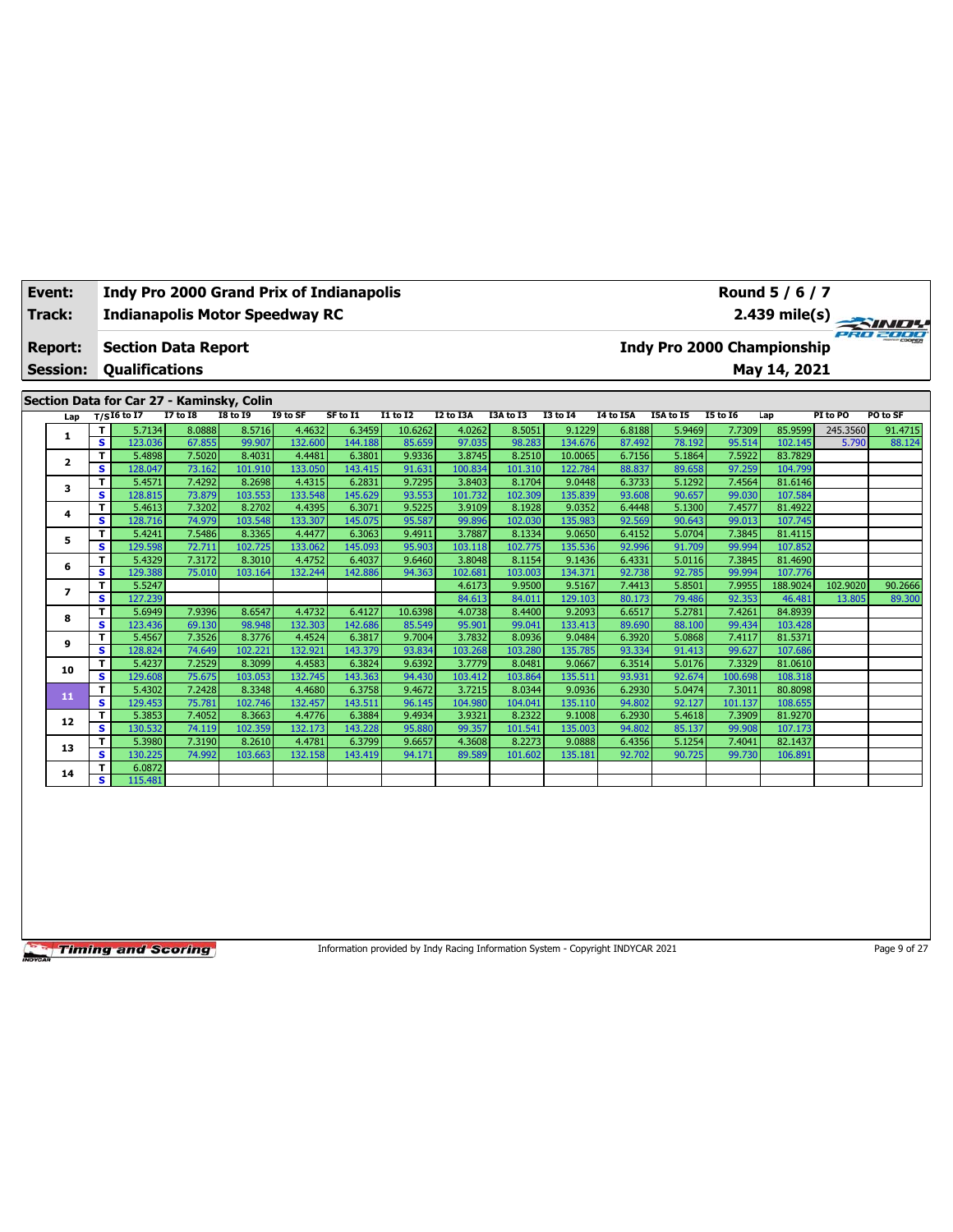| Event: | Indy Pro 2000 Grand Prix of Indianapolis | Round 5 / 6 / 7 |
|---|---|---|
| Track: | Indianapolis Motor Speedway RC | 2.439 mile(s) |
| Report: | Section Data Report | Indy Pro 2000 Championship |
| Session: | Qualifications | May 14, 2021 |

## Section Data for Car 27 - Kaminsky, Colin

| Lap | T/S | I6 to I7 | I7 to I8 | I8 to I9 | I9 to SF | SF to I1 | I1 to I2 | I2 to I3A | I3A to I3 | I3 to I4 | I4 to I5A | I5A to I5 | I5 to I6 | Lap | PI to PO | PO to SF |
|---|---|---|---|---|---|---|---|---|---|---|---|---|---|---|---|---|
| 1 | T | 5.7134 | 8.0888 | 8.5716 | 4.4632 | 6.3459 | 10.6262 | 4.0262 | 8.5051 | 9.1229 | 6.8188 | 5.9469 | 7.7309 | 85.9599 | 245.3560 | 91.4715 |
| | S | 123.036 | 67.855 | 99.907 | 132.600 | 144.188 | 85.659 | 97.035 | 98.283 | 134.676 | 87.492 | 78.192 | 95.514 | 102.145 | 5.790 | 88.124 |
| 2 | T | 5.4898 | 7.5020 | 8.4031 | 4.4481 | 6.3801 | 9.9336 | 3.8745 | 8.2510 | 10.0065 | 6.7156 | 5.1864 | 7.5922 | 83.7829 | | |
| | S | 128.047 | 73.162 | 101.910 | 133.050 | 143.415 | 91.631 | 100.834 | 101.310 | 122.784 | 88.837 | 89.658 | 97.259 | 104.799 | | |
| 3 | T | 5.4571 | 7.4292 | 8.2698 | 4.4315 | 6.2831 | 9.7295 | 3.8403 | 8.1704 | 9.0448 | 6.3733 | 5.1292 | 7.4564 | 81.6146 | | |
| | S | 128.815 | 73.879 | 103.553 | 133.548 | 145.629 | 93.553 | 101.732 | 102.309 | 135.839 | 93.608 | 90.657 | 99.030 | 107.584 | | |
| 4 | T | 5.4613 | 7.3202 | 8.2702 | 4.4395 | 6.3071 | 9.5225 | 3.9109 | 8.1928 | 9.0352 | 6.4448 | 5.1300 | 7.4577 | 81.4922 | | |
| | S | 128.716 | 74.979 | 103.548 | 133.307 | 145.075 | 95.587 | 99.896 | 102.030 | 135.983 | 92.569 | 90.643 | 99.013 | 107.745 | | |
| 5 | T | 5.4241 | 7.5486 | 8.3365 | 4.4477 | 6.3063 | 9.4911 | 3.7887 | 8.1334 | 9.0650 | 6.4152 | 5.0704 | 7.3845 | 81.4115 | | |
| | S | 129.598 | 72.711 | 102.725 | 133.062 | 145.093 | 95.903 | 103.118 | 102.775 | 135.536 | 92.996 | 91.709 | 99.994 | 107.852 | | |
| 6 | T | 5.4329 | 7.3172 | 8.3010 | 4.4752 | 6.4037 | 9.6460 | 3.8048 | 8.1154 | 9.1436 | 6.4331 | 5.0116 | 7.3845 | 81.4690 | | |
| | S | 129.388 | 75.010 | 103.164 | 132.244 | 142.886 | 94.363 | 102.681 | 103.003 | 134.371 | 92.738 | 92.785 | 99.994 | 107.776 | | |
| 7 | T | 5.5247 | | | | | | 4.6173 | 9.9500 | 9.5167 | 7.4413 | 5.8501 | 7.9955 | 188.9024 | 102.9020 | 90.2666 |
| | S | 127.239 | | | | | | 84.613 | 84.011 | 129.103 | 80.173 | 79.486 | 92.353 | 46.481 | 13.805 | 89.300 |
| 8 | T | 5.6949 | 7.9396 | 8.6547 | 4.4732 | 6.4127 | 10.6398 | 4.0738 | 8.4400 | 9.2093 | 6.6517 | 5.2781 | 7.4261 | 84.8939 | | |
| | S | 123.436 | 69.130 | 98.948 | 132.303 | 142.686 | 85.549 | 95.901 | 99.041 | 133.413 | 89.690 | 88.100 | 99.434 | 103.428 | | |
| 9 | T | 5.4567 | 7.3526 | 8.3776 | 4.4524 | 6.3817 | 9.7004 | 3.7832 | 8.0936 | 9.0484 | 6.3920 | 5.0868 | 7.4117 | 81.5371 | | |
| | S | 128.824 | 74.649 | 102.221 | 132.921 | 143.379 | 93.834 | 103.268 | 103.280 | 135.785 | 93.334 | 91.413 | 99.627 | 107.686 | | |
| 10 | T | 5.4237 | 7.2529 | 8.3099 | 4.4583 | 6.3824 | 9.6392 | 3.7779 | 8.0481 | 9.0667 | 6.3514 | 5.0176 | 7.3329 | 81.0610 | | |
| | S | 129.608 | 75.675 | 103.053 | 132.745 | 143.363 | 94.430 | 103.412 | 103.864 | 135.511 | 93.931 | 92.674 | 100.698 | 108.318 | | |
| 11 | T | 5.4302 | 7.2428 | 8.3348 | 4.4680 | 6.3758 | 9.4672 | 3.7215 | 8.0344 | 9.0936 | 6.2930 | 5.0474 | 7.3011 | 80.8098 | | |
| | S | 129.453 | 75.781 | 102.746 | 132.457 | 143.511 | 96.145 | 104.980 | 104.041 | 135.110 | 94.802 | 92.127 | 101.137 | 108.655 | | |
| 12 | T | 5.3853 | 7.4052 | 8.3663 | 4.4776 | 6.3884 | 9.4934 | 3.9321 | 8.2322 | 9.1008 | 6.2930 | 5.4618 | 7.3909 | 81.9270 | | |
| | S | 130.532 | 74.119 | 102.359 | 132.173 | 143.228 | 95.880 | 99.357 | 101.541 | 135.003 | 94.802 | 85.137 | 99.908 | 107.173 | | |
| 13 | T | 5.3980 | 7.3190 | 8.2610 | 4.4781 | 6.3799 | 9.6657 | 4.3608 | 8.2273 | 9.0888 | 6.4356 | 5.1254 | 7.4041 | 82.1437 | | |
| | S | 130.225 | 74.992 | 103.663 | 132.158 | 143.419 | 94.171 | 89.589 | 101.602 | 135.181 | 92.702 | 90.725 | 99.730 | 106.891 | | |
| 14 | T | 6.0872 | | | | | | | | | | | | | | |
| | S | 115.481 | | | | | | | | | | | | | | |

Information provided by Indy Racing Information System - Copyright INDYCAR 2021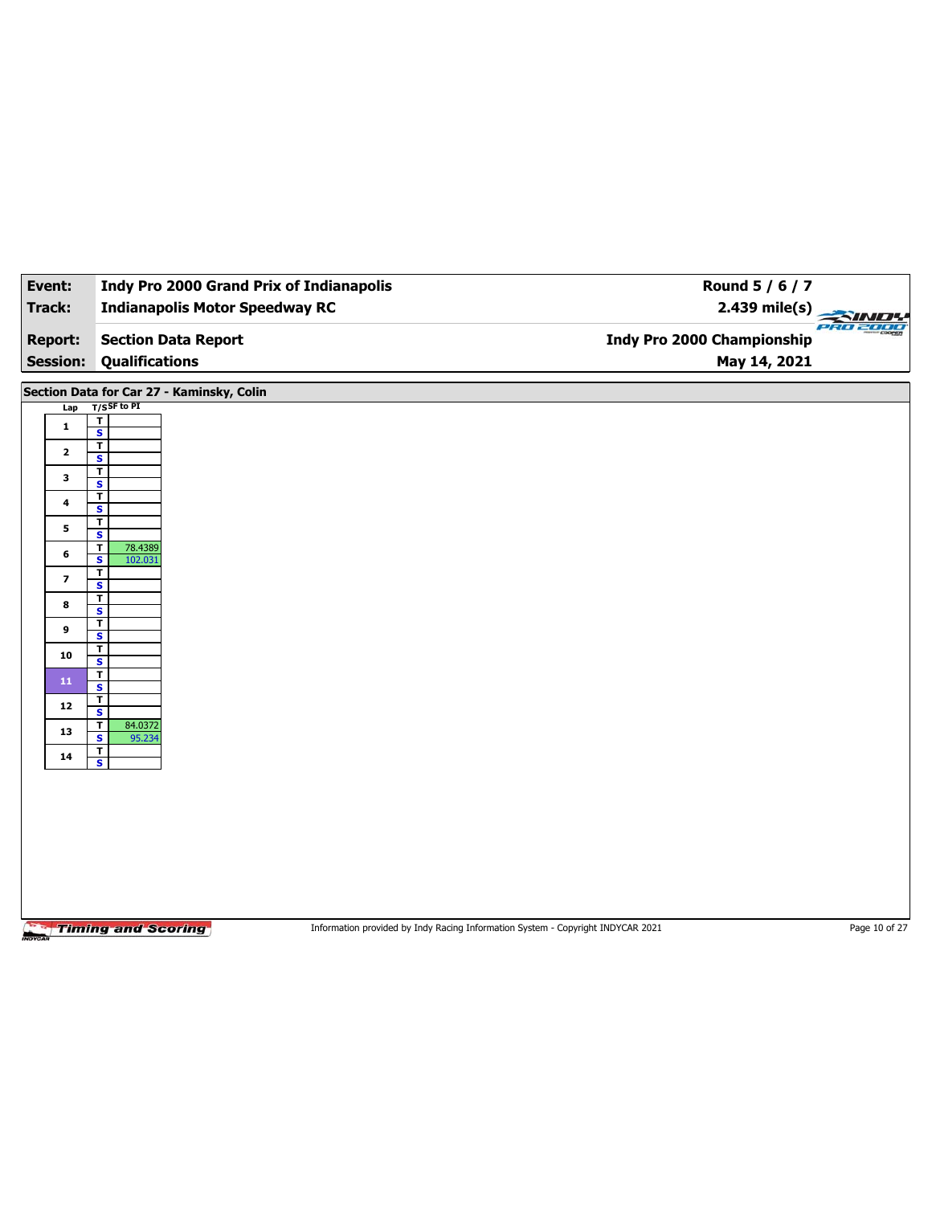| Event: | Indy Pro 2000 Grand Prix of Indianapolis | Round 5 / 6 / 7 |
|---|---|---|
| Track: | Indianapolis Motor Speedway RC | 2.439 mile(s) |
| Report: | Section Data Report | Indy Pro 2000 Championship |
| Session: | Qualifications | May 14, 2021 |

## Section Data for Car 27 - Kaminsky, Colin

| Lap | T/S | SF to PI |
|---|---|---|
| 1 | T | |
| | S | |
| 2 | T | |
| | S | |
| 3 | T | |
| | S | |
| 4 | T | |
| | S | |
| 5 | T | |
| | S | |
| 6 | T | 78.4389 |
| | S | 102.031 |
| 7 | T | |
| | S | |
| 8 | T | |
| | S | |
| 9 | T | |
| | S | |
| 10 | T | |
| | S | |
| 11 | T | |
| | S | |
| 12 | T | |
| | S | |
| 13 | T | 84.0372 |
| | S | 95.234 |
| 14 | T | |
| | S | |

Information provided by Indy Racing Information System - Copyright INDYCAR 2021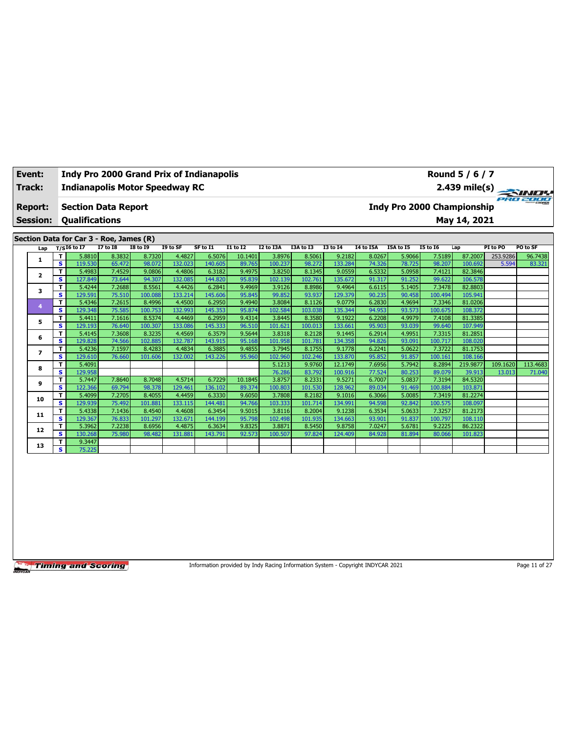| Event: | Indy Pro 2000 Grand Prix of Indianapolis | Round 5 / 6 / 7 |
|---|---|---|
| Track: | Indianapolis Motor Speedway RC | 2.439 mile(s) |
| Report: | Section Data Report | Indy Pro 2000 Championship |
| Session: | Qualifications | May 14, 2021 |

## Section Data for Car 3 - Roe, James (R)

| Lap | T/S | I6 to I7 | I7 to I8 | I8 to I9 | I9 to SF | SF to I1 | I1 to I2 | I2 to I3A | I3A to I3 | I3 to I4 | I4 to I5A | I5A to I5 | I5 to I6 | Lap | PI to PO | PO to SF |
|---|---|---|---|---|---|---|---|---|---|---|---|---|---|---|---|---|
| 1 | T | 5.8810 | 8.3832 | 8.7320 | 4.4827 | 6.5076 | 10.1401 | 3.8976 | 8.5061 | 9.2182 | 8.0267 | 5.9066 | 7.5189 | 87.2007 | 253.9286 | 96.7438 |
|  | S | 119.530 | 65.472 | 98.072 | 132.023 | 140.605 | 89.765 | 100.237 | 98.272 | 133.284 | 74.326 | 78.725 | 98.207 | 100.692 | 5.594 | 83.321 |
| 2 | T | 5.4983 | 7.4529 | 9.0806 | 4.4806 | 6.3182 | 9.4975 | 3.8250 | 8.1345 | 9.0559 | 6.5332 | 5.0958 | 7.4121 | 82.3846 |  |  |
|  | S | 127.849 | 73.644 | 94.307 | 132.085 | 144.820 | 95.839 | 102.139 | 102.761 | 135.672 | 91.317 | 91.252 | 99.622 | 106.578 |  |  |
| 3 | T | 5.4244 | 7.2688 | 8.5561 | 4.4426 | 6.2841 | 9.4969 | 3.9126 | 8.8986 | 9.4964 | 6.6115 | 5.1405 | 7.3478 | 82.8803 |  |  |
|  | S | 129.591 | 75.510 | 100.088 | 133.214 | 145.606 | 95.845 | 99.852 | 93.937 | 129.379 | 90.235 | 90.458 | 100.494 | 105.941 |  |  |
| 4 | T | 5.4346 | 7.2615 | 8.4996 | 4.4500 | 6.2950 | 9.4940 | 3.8084 | 8.1126 | 9.0779 | 6.2830 | 4.9694 | 7.3346 | 81.0206 |  |  |
|  | S | 129.348 | 75.585 | 100.753 | 132.993 | 145.353 | 95.874 | 102.584 | 103.038 | 135.344 | 94.953 | 93.573 | 100.675 | 108.372 |  |  |
| 5 | T | 5.4411 | 7.1616 | 8.5374 | 4.4469 | 6.2959 | 9.4314 | 3.8445 | 8.3580 | 9.1922 | 6.2208 | 4.9979 | 7.4108 | 81.3385 |  |  |
|  | S | 129.193 | 76.640 | 100.307 | 133.086 | 145.333 | 96.510 | 101.621 | 100.013 | 133.661 | 95.903 | 93.039 | 99.640 | 107.949 |  |  |
| 6 | T | 5.4145 | 7.3608 | 8.3235 | 4.4569 | 6.3579 | 9.5644 | 3.8318 | 8.2128 | 9.1445 | 6.2914 | 4.9951 | 7.3315 | 81.2851 |  |  |
|  | S | 129.828 | 74.566 | 102.885 | 132.787 | 143.915 | 95.168 | 101.958 | 101.781 | 134.358 | 94.826 | 93.091 | 100.717 | 108.020 |  |  |
| 7 | T | 5.4236 | 7.1597 | 8.4283 | 4.4834 | 6.3885 | 9.4855 | 3.7945 | 8.1755 | 9.1778 | 6.2241 | 5.0622 | 7.3722 | 81.1753 |  |  |
|  | S | 129.610 | 76.660 | 101.606 | 132.002 | 143.226 | 95.960 | 102.960 | 102.246 | 133.870 | 95.852 | 91.857 | 100.161 | 108.166 |  |  |
| 8 | T | 5.4091 |  |  |  |  |  | 5.1213 | 9.9760 | 12.1749 | 7.6956 | 5.7942 | 8.2894 | 219.9877 | 109.1620 | 113.4683 |
|  | S | 129.958 |  |  |  |  |  | 76.286 | 83.792 | 100.916 | 77.524 | 80.253 | 89.079 | 39.913 | 13.013 | 71.040 |
| 9 | T | 5.7447 | 7.8640 | 8.7048 | 4.5714 | 6.7229 | 10.1845 | 3.8757 | 8.2331 | 9.5271 | 6.7007 | 5.0837 | 7.3194 | 84.5320 |  |  |
|  | S | 122.366 | 69.794 | 98.378 | 129.461 | 136.102 | 89.374 | 100.803 | 101.530 | 128.962 | 89.034 | 91.469 | 100.884 | 103.871 |  |  |
| 10 | T | 5.4099 | 7.2705 | 8.4055 | 4.4459 | 6.3330 | 9.6050 | 3.7808 | 8.2182 | 9.1016 | 6.3066 | 5.0085 | 7.3419 | 81.2274 |  |  |
|  | S | 129.939 | 75.492 | 101.881 | 133.115 | 144.481 | 94.766 | 103.333 | 101.714 | 134.991 | 94.598 | 92.842 | 100.575 | 108.097 |  |  |
| 11 | T | 5.4338 | 7.1436 | 8.4540 | 4.4608 | 6.3454 | 9.5015 | 3.8116 | 8.2004 | 9.1238 | 6.3534 | 5.0633 | 7.3257 | 81.2173 |  |  |
|  | S | 129.367 | 76.833 | 101.297 | 132.671 | 144.199 | 95.798 | 102.498 | 101.935 | 134.663 | 93.901 | 91.837 | 100.797 | 108.110 |  |  |
| 12 | T | 5.3962 | 7.2238 | 8.6956 | 4.4875 | 6.3634 | 9.8325 | 3.8871 | 8.5450 | 9.8758 | 7.0247 | 5.6781 | 9.2225 | 86.2322 |  |  |
|  | S | 130.268 | 75.980 | 98.482 | 131.881 | 143.791 | 92.573 | 100.507 | 97.824 | 124.409 | 84.928 | 81.894 | 80.066 | 101.823 |  |  |
| 13 | T | 9.3447 |  |  |  |  |  |  |  |  |  |  |  |  |  |  |
|  | S | 75.225 |  |  |  |  |  |  |  |  |  |  |  |  |  |  |

Timing and Scoring

Information provided by Indy Racing Information System - Copyright INDYCAR 2021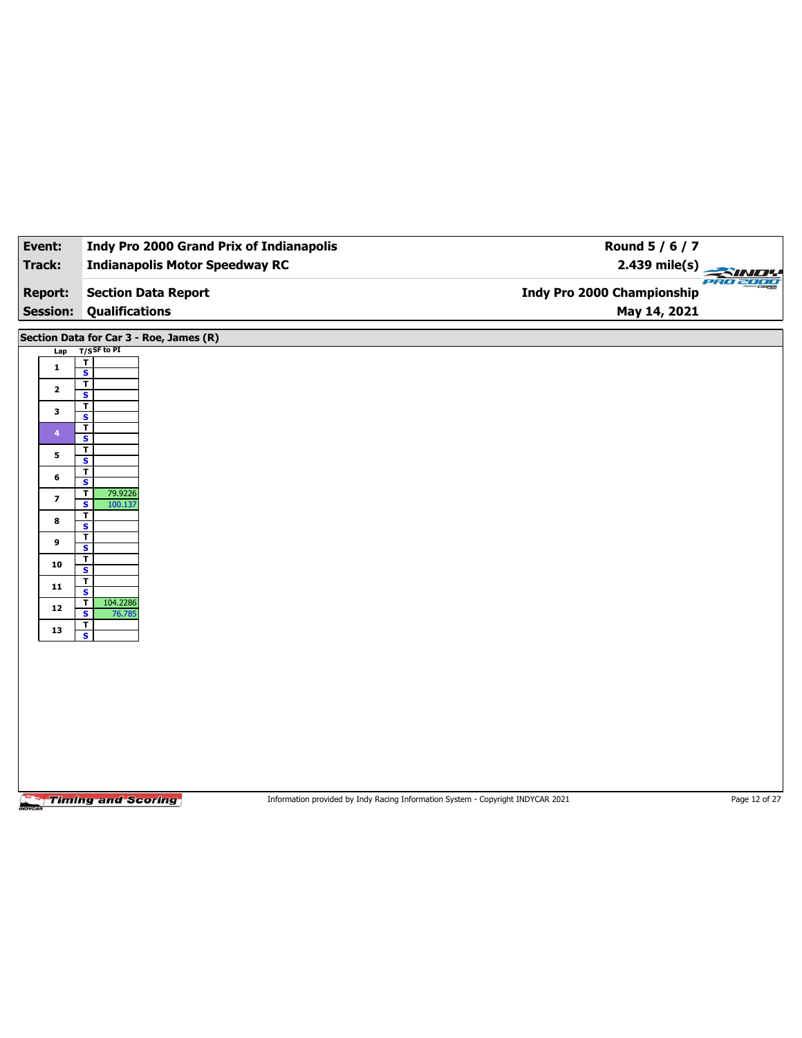| | | |
|---|---|---|
| **Event:** | **Indy Pro 2000 Grand Prix of Indianapolis** | **Round 5 / 6 / 7** |
| **Track:** | **Indianapolis Motor Speedway RC** | **2.439 mile(s)** |
| **Report:** | **Section Data Report** | **Indy Pro 2000 Championship** |
| **Session:** | **Qualifications** | **May 14, 2021** |

## Section Data for Car 3 - Roe, James (R)

| Lap | T/S | SF to PI |
|---|---|---|
| 1 | T | |
| | S | |
| 2 | T | |
| | S | |
| 3 | T | |
| | S | |
| 4 | T | |
| | S | |
| 5 | T | |
| | S | |
| 6 | T | |
| | S | |
| 7 | T | 79.9226 |
| | S | 100.137 |
| 8 | T | |
| | S | |
| 9 | T | |
| | S | |
| 10 | T | |
| | S | |
| 11 | T | |
| | S | |
| 12 | T | 104.2286 |
| | S | 76.785 |
| 13 | T | |
| | S | |

Information provided by Indy Racing Information System - Copyright INDYCAR 2021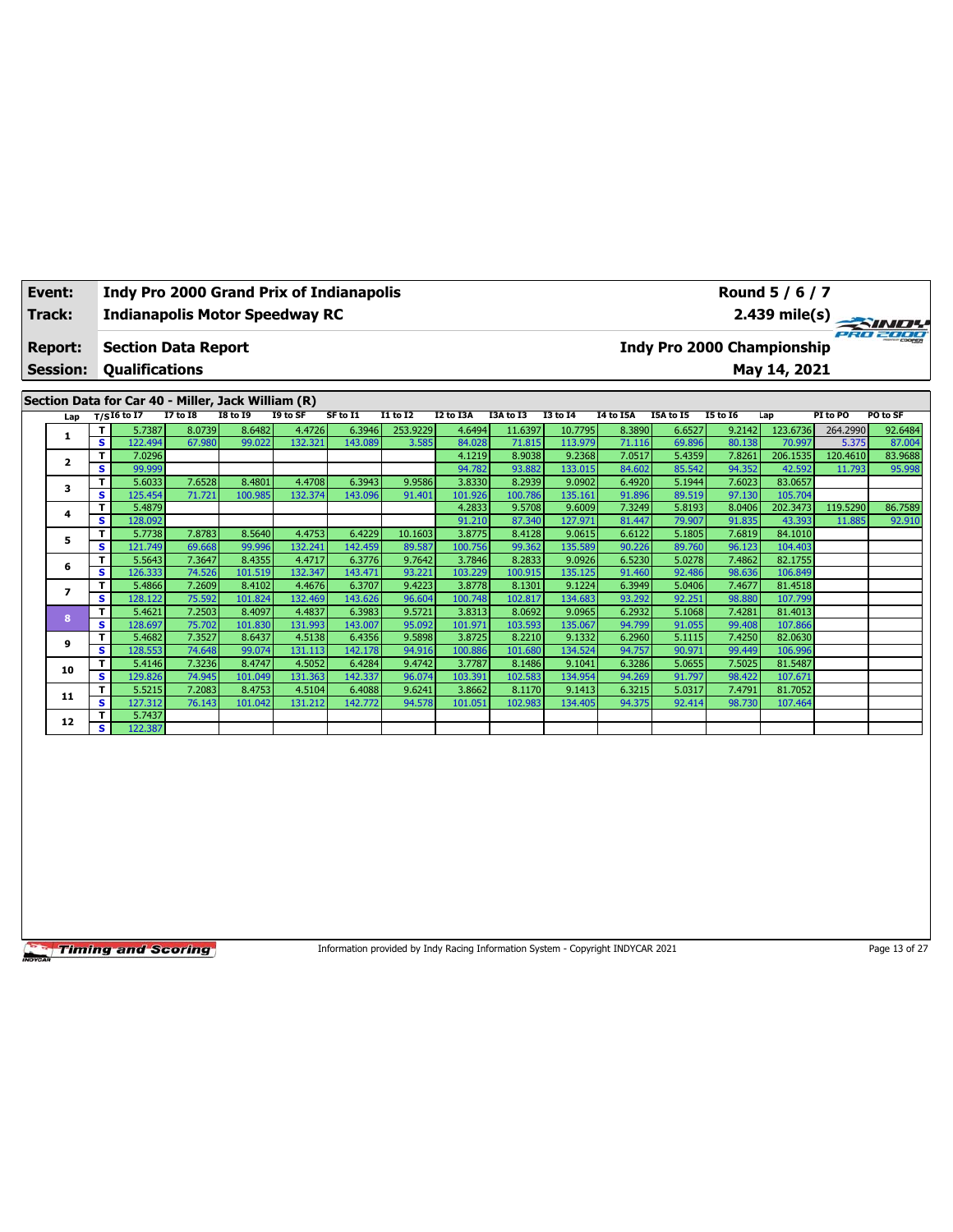| Event: | Indy Pro 2000 Grand Prix of Indianapolis | Round 5 / 6 / 7 |
|---|---|---|
| Track: | Indianapolis Motor Speedway RC | 2.439 mile(s) |
| Report: | Section Data Report | Indy Pro 2000 Championship |
| Session: | Qualifications | May 14, 2021 |

## Section Data for Car 40 - Miller, Jack William (R)

| Lap | T/S | I6 to I7 | I7 to I8 | I8 to I9 | I9 to SF | SF to I1 | I1 to I2 | I2 to I3A | I3A to I3 | I3 to I4 | I4 to I5A | I5A to I5 | I5 to I6 | Lap | PI to PO | PO to SF |
|---|---|---|---|---|---|---|---|---|---|---|---|---|---|---|---|---|
| 1 | T | 5.7387 | 8.0739 | 8.6482 | 4.4726 | 6.3946 | 253.9229 | 4.6494 | 11.6397 | 10.7795 | 8.3890 | 6.6527 | 9.2142 | 123.6736 | 264.2990 | 92.6484 |
| | S | 122.494 | 67.980 | 99.022 | 132.321 | 143.089 | 3.585 | 84.028 | 71.815 | 113.979 | 71.116 | 69.896 | 80.138 | 70.997 | 5.375 | 87.004 |
| 2 | T | 7.0296 | | | | | | 4.1219 | 8.9038 | 9.2368 | 7.0517 | 5.4359 | 7.8261 | 206.1535 | 120.4610 | 83.9688 |
| | S | 99.999 | | | | | | 94.782 | 93.882 | 133.015 | 84.602 | 85.542 | 94.352 | 42.592 | 11.793 | 95.998 |
| 3 | T | 5.6033 | 7.6528 | 8.4801 | 4.4708 | 6.3943 | 9.9586 | 3.8330 | 8.2939 | 9.0902 | 6.4920 | 5.1944 | 7.6023 | 83.0657 | | |
| | S | 125.454 | 71.721 | 100.985 | 132.374 | 143.096 | 91.401 | 101.926 | 100.786 | 135.161 | 91.896 | 89.519 | 97.130 | 105.704 | | |
| 4 | T | 5.4879 | | | | | | 4.2833 | 9.5708 | 9.6009 | 7.3249 | 5.8193 | 8.0406 | 202.3473 | 119.5290 | 86.7589 |
| | S | 128.092 | | | | | | 91.210 | 87.340 | 127.971 | 81.447 | 79.907 | 91.835 | 43.393 | 11.885 | 92.910 |
| 5 | T | 5.7738 | 7.8783 | 8.5640 | 4.4753 | 6.4229 | 10.1603 | 3.8775 | 8.4128 | 9.0615 | 6.6122 | 5.1805 | 7.6819 | 84.1010 | | |
| | S | 121.749 | 69.668 | 99.996 | 132.241 | 142.459 | 89.587 | 100.756 | 99.362 | 135.589 | 90.226 | 89.760 | 96.123 | 104.403 | | |
| 6 | T | 5.5643 | 7.3647 | 8.4355 | 4.4717 | 6.3776 | 9.7642 | 3.7846 | 8.2833 | 9.0926 | 6.5230 | 5.0278 | 7.4862 | 82.1755 | | |
| | S | 126.333 | 74.526 | 101.519 | 132.347 | 143.471 | 93.221 | 103.229 | 100.915 | 135.125 | 91.460 | 92.486 | 98.636 | 106.849 | | |
| 7 | T | 5.4866 | 7.2609 | 8.4102 | 4.4676 | 6.3707 | 9.4223 | 3.8778 | 8.1301 | 9.1224 | 6.3949 | 5.0406 | 7.4677 | 81.4518 | | |
| | S | 128.122 | 75.592 | 101.824 | 132.469 | 143.626 | 96.604 | 100.748 | 102.817 | 134.683 | 93.292 | 92.251 | 98.880 | 107.799 | | |
| 8 | T | 5.4621 | 7.2503 | 8.4097 | 4.4837 | 6.3983 | 9.5721 | 3.8313 | 8.0692 | 9.0965 | 6.2932 | 5.1068 | 7.4281 | 81.4013 | | |
| | S | 128.697 | 75.702 | 101.830 | 131.993 | 143.007 | 95.092 | 101.971 | 103.593 | 135.067 | 94.799 | 91.055 | 99.408 | 107.866 | | |
| 9 | T | 5.4682 | 7.3527 | 8.6437 | 4.5138 | 6.4356 | 9.5898 | 3.8725 | 8.2210 | 9.1332 | 6.2960 | 5.1115 | 7.4250 | 82.0630 | | |
| | S | 128.553 | 74.648 | 99.074 | 131.113 | 142.178 | 94.916 | 100.886 | 101.680 | 134.524 | 94.757 | 90.971 | 99.449 | 106.996 | | |
| 10 | T | 5.4146 | 7.3236 | 8.4747 | 4.5052 | 6.4284 | 9.4742 | 3.7787 | 8.1486 | 9.1041 | 6.3286 | 5.0655 | 7.5025 | 81.5487 | | |
| | S | 129.826 | 74.945 | 101.049 | 131.363 | 142.337 | 96.074 | 103.391 | 102.583 | 134.954 | 94.269 | 91.797 | 98.422 | 107.671 | | |
| 11 | T | 5.5215 | 7.2083 | 8.4753 | 4.5104 | 6.4088 | 9.6241 | 3.8662 | 8.1170 | 9.1413 | 6.3215 | 5.0317 | 7.4791 | 81.7052 | | |
| | S | 127.312 | 76.143 | 101.042 | 131.212 | 142.772 | 94.578 | 101.051 | 102.983 | 134.405 | 94.375 | 92.414 | 98.730 | 107.464 | | |
| 12 | T | 5.7437 | | | | | | | | | | | | | | |
| | S | 122.387 | | | | | | | | | | | | | | |

Information provided by Indy Racing Information System - Copyright INDYCAR 2021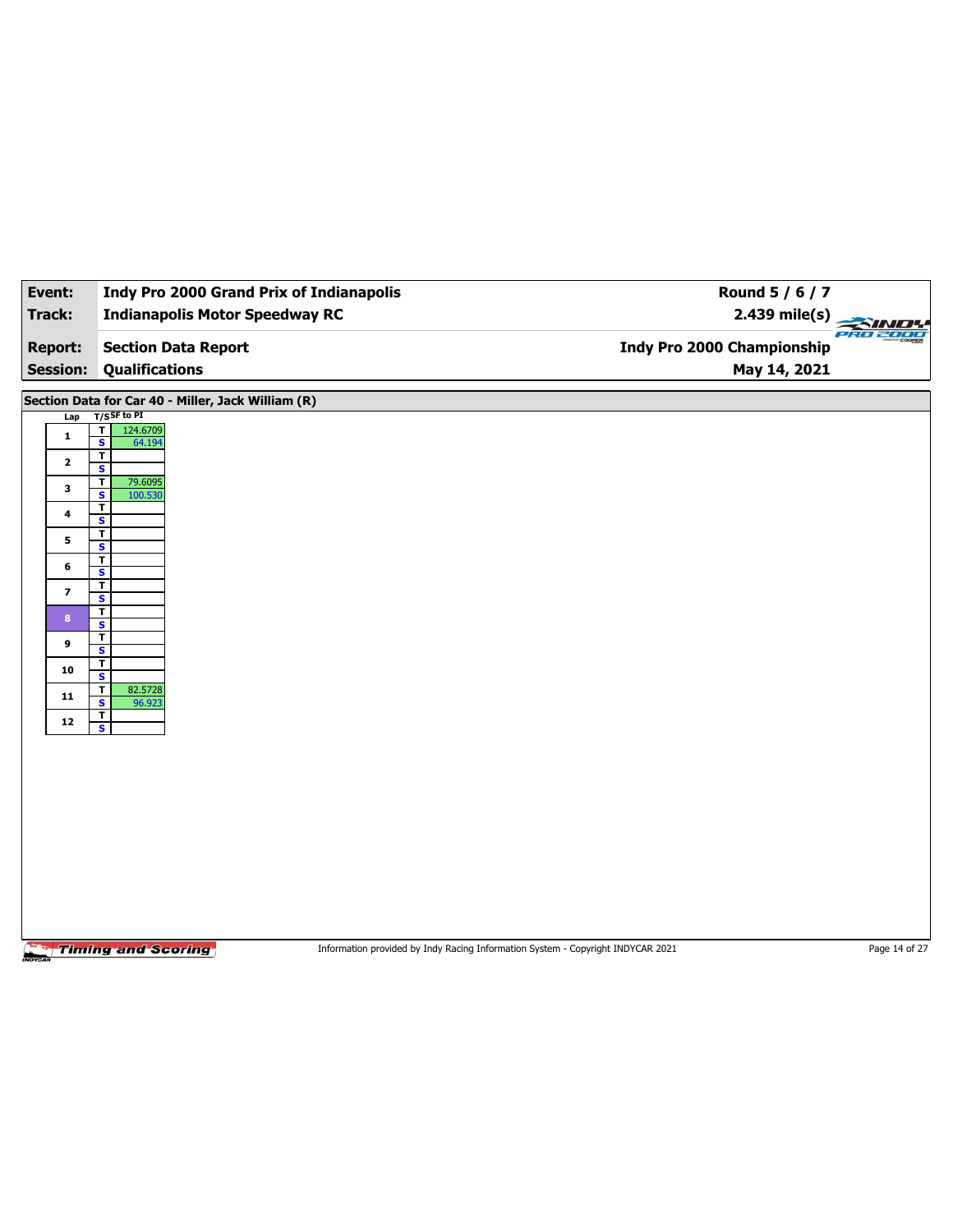| | |
|---|---|
| **Event:** | **Indy Pro 2000 Grand Prix of Indianapolis** |
| **Track:** | **Indianapolis Motor Speedway RC** |
| **Report:** | **Section Data Report** |
| **Session:** | **Qualifications** |

**Round 5 / 6 / 7**
**2.439 mile(s)**
**Indy Pro 2000 Championship**
**May 14, 2021**

## Section Data for Car 40 - Miller, Jack William (R)

| Lap | T/S | SF to PI |
|---|---|---|
| 1 | T | 124.6709 |
| | S | 64.194 |
| 2 | T | |
| | S | |
| 3 | T | 79.6095 |
| | S | 100.530 |
| 4 | T | |
| | S | |
| 5 | T | |
| | S | |
| 6 | T | |
| | S | |
| 7 | T | |
| | S | |
| 8 | T | |
| | S | |
| 9 | T | |
| | S | |
| 10 | T | |
| | S | |
| 11 | T | 82.5728 |
| | S | 96.923 |
| 12 | T | |
| | S | |

Information provided by Indy Racing Information System - Copyright INDYCAR 2021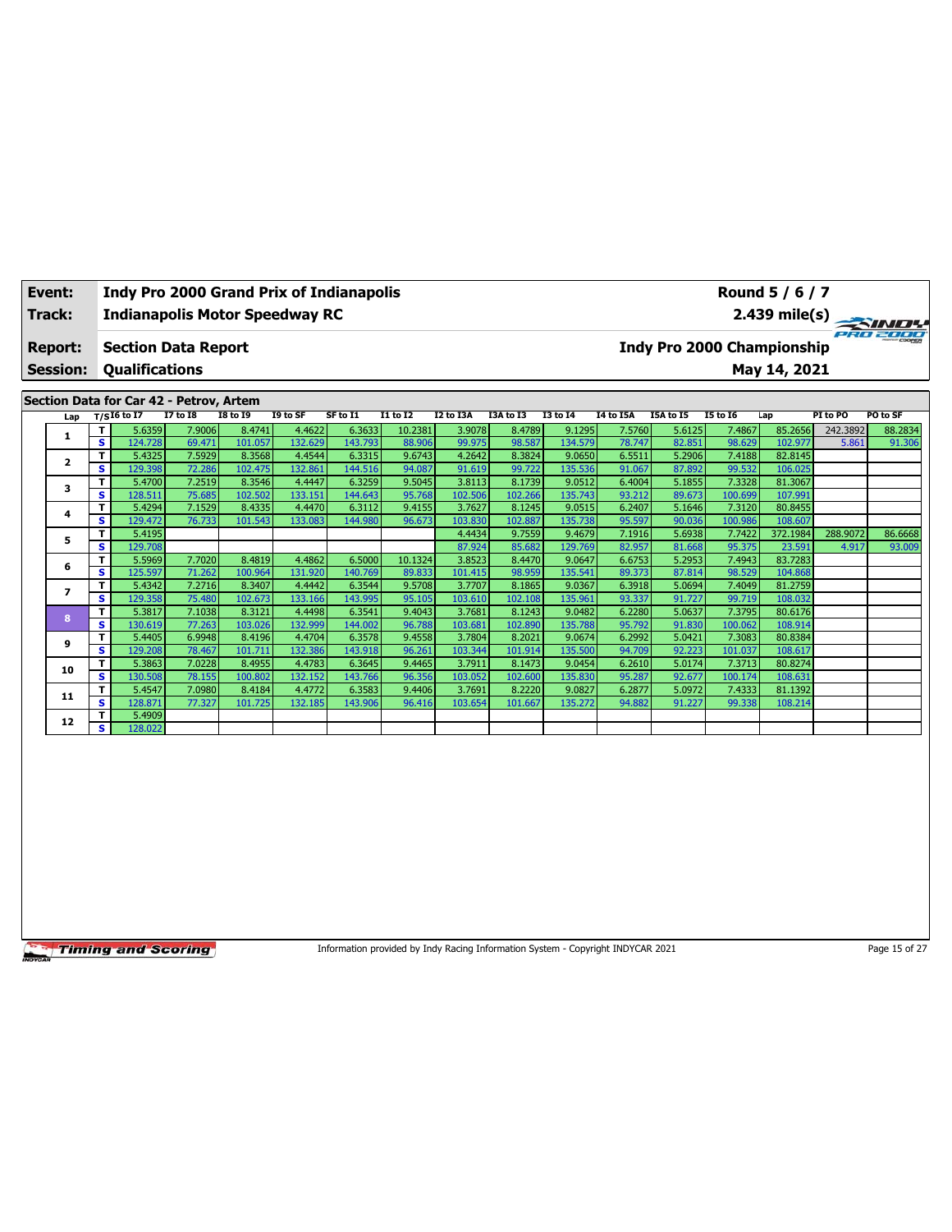| | | | |
|---|---|---|---|
| **Event:** | **Indy Pro 2000 Grand Prix of Indianapolis** | | **Round 5 / 6 / 7** |
| **Track:** | **Indianapolis Motor Speedway RC** | | **2.439 mile(s)** |
| **Report:** | **Section Data Report** | | **Indy Pro 2000 Championship** |
| **Session:** | **Qualifications** | | **May 14, 2021** |

**Section Data for Car 42 - Petrov, Artem**

| Lap | T/S | I6 to I7 | I7 to I8 | I8 to I9 | I9 to SF | SF to I1 | I1 to I2 | I2 to I3A | I3A to I3 | I3 to I4 | I4 to I5A | I5A to I5 | I5 to I6 | Lap | PI to PO | PO to SF |
|---|---|---|---|---|---|---|---|---|---|---|---|---|---|---|---|---|
| 1 | T | 5.6359 | 7.9006 | 8.4741 | 4.4622 | 6.3633 | 10.2381 | 3.9078 | 8.4789 | 9.1295 | 7.5760 | 5.6125 | 7.4867 | 85.2656 | 242.3892 | 88.2834 |
| | S | 124.728 | 69.471 | 101.057 | 132.629 | 143.793 | 88.906 | 99.975 | 98.587 | 134.579 | 78.747 | 82.851 | 98.629 | 102.977 | 5.861 | 91.306 |
| 2 | T | 5.4325 | 7.5929 | 8.3568 | 4.4544 | 6.3315 | 9.6743 | 4.2642 | 8.3824 | 9.0650 | 6.5511 | 5.2906 | 7.4188 | 82.8145 | | |
| | S | 129.398 | 72.286 | 102.475 | 132.861 | 144.516 | 94.087 | 91.619 | 99.722 | 135.536 | 91.067 | 87.892 | 99.532 | 106.025 | | |
| 3 | T | 5.4700 | 7.2519 | 8.3546 | 4.4447 | 6.3259 | 9.5045 | 3.8113 | 8.1739 | 9.0512 | 6.4004 | 5.1855 | 7.3328 | 81.3067 | | |
| | S | 128.511 | 75.685 | 102.502 | 133.151 | 144.643 | 95.768 | 102.506 | 102.266 | 135.743 | 93.212 | 89.673 | 100.699 | 107.991 | | |
| 4 | T | 5.4294 | 7.1529 | 8.4335 | 4.4470 | 6.3112 | 9.4155 | 3.7627 | 8.1245 | 9.0515 | 6.2407 | 5.1646 | 7.3120 | 80.8455 | | |
| | S | 129.472 | 76.733 | 101.543 | 133.083 | 144.980 | 96.673 | 103.830 | 102.887 | 135.738 | 95.597 | 90.036 | 100.986 | 108.607 | | |
| 5 | T | 5.4195 | | | | | | 4.4434 | 9.7559 | 9.4679 | 7.1916 | 5.6938 | 7.7422 | 372.1984 | 288.9072 | 86.6668 |
| | S | 129.708 | | | | | | 87.924 | 85.682 | 129.769 | 82.957 | 81.668 | 95.375 | 23.591 | 4.917 | 93.009 |
| 6 | T | 5.5969 | 7.7020 | 8.4819 | 4.4862 | 6.5000 | 10.1324 | 3.8523 | 8.4470 | 9.0647 | 6.6753 | 5.2953 | 7.4943 | 83.7283 | | |
| | S | 125.597 | 71.262 | 100.964 | 131.920 | 140.769 | 89.833 | 101.415 | 98.959 | 135.541 | 89.373 | 87.814 | 98.529 | 104.868 | | |
| 7 | T | 5.4342 | 7.2716 | 8.3407 | 4.4442 | 6.3544 | 9.5708 | 3.7707 | 8.1865 | 9.0367 | 6.3918 | 5.0694 | 7.4049 | 81.2759 | | |
| | S | 129.358 | 75.480 | 102.673 | 133.166 | 143.995 | 95.105 | 103.610 | 102.108 | 135.961 | 93.337 | 91.727 | 99.719 | 108.032 | | |
| 8 | T | 5.3817 | 7.1038 | 8.3121 | 4.4498 | 6.3541 | 9.4043 | 3.7681 | 8.1243 | 9.0482 | 6.2280 | 5.0637 | 7.3795 | 80.6176 | | |
| | S | 130.619 | 77.263 | 103.026 | 132.999 | 144.002 | 96.788 | 103.681 | 102.890 | 135.788 | 95.792 | 91.830 | 100.062 | 108.914 | | |
| 9 | T | 5.4405 | 6.9948 | 8.4196 | 4.4704 | 6.3578 | 9.4558 | 3.7804 | 8.2021 | 9.0674 | 6.2992 | 5.0421 | 7.3083 | 80.8384 | | |
| | S | 129.208 | 78.467 | 101.711 | 132.386 | 143.918 | 96.261 | 103.344 | 101.914 | 135.500 | 94.709 | 92.223 | 101.037 | 108.617 | | |
| 10 | T | 5.3863 | 7.0228 | 8.4955 | 4.4783 | 6.3645 | 9.4465 | 3.7911 | 8.1473 | 9.0454 | 6.2610 | 5.0174 | 7.3713 | 80.8274 | | |
| | S | 130.508 | 78.155 | 100.802 | 132.152 | 143.766 | 96.356 | 103.052 | 102.600 | 135.830 | 95.287 | 92.677 | 100.174 | 108.631 | | |
| 11 | T | 5.4547 | 7.0980 | 8.4184 | 4.4772 | 6.3583 | 9.4406 | 3.7691 | 8.2220 | 9.0827 | 6.2877 | 5.0972 | 7.4333 | 81.1392 | | |
| | S | 128.871 | 77.327 | 101.725 | 132.185 | 143.906 | 96.416 | 103.654 | 101.667 | 135.272 | 94.882 | 91.227 | 99.338 | 108.214 | | |
| 12 | T | 5.4909 | | | | | | | | | | | | | | |
| | S | 128.022 | | | | | | | | | | | | | | |

Information provided by Indy Racing Information System - Copyright INDYCAR 2021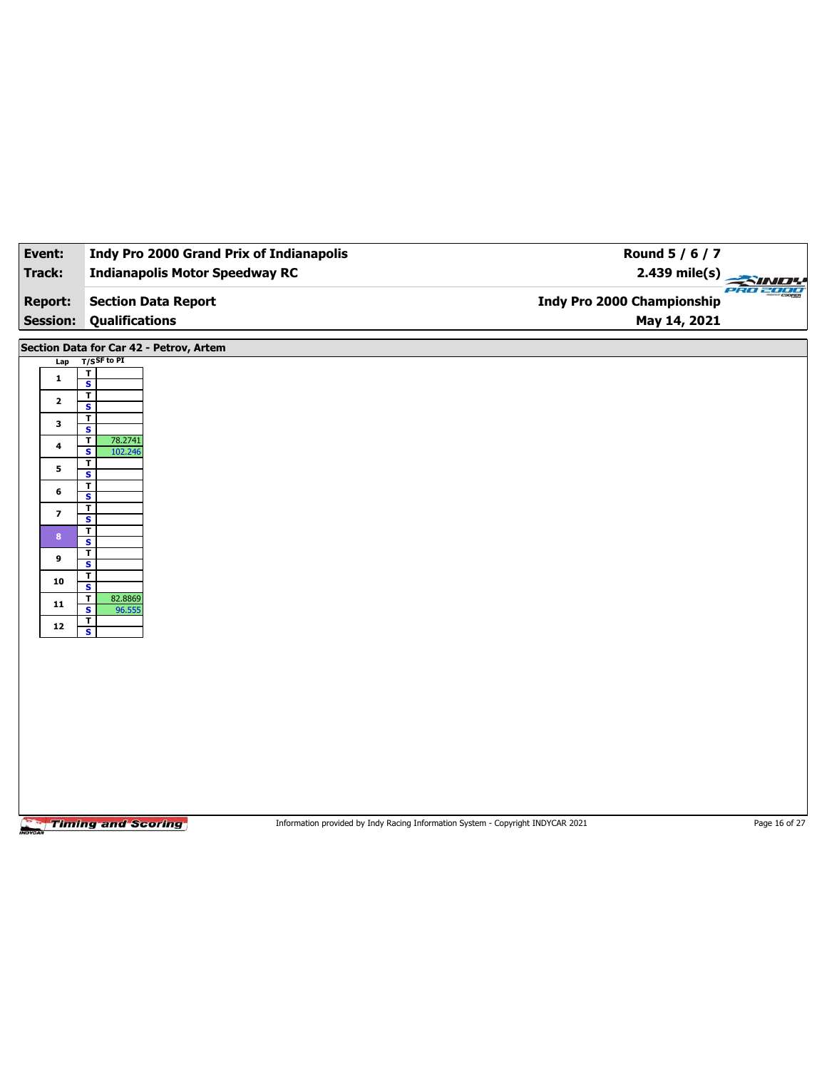| Event: | Indy Pro 2000 Grand Prix of Indianapolis | Round 5 / 6 / 7 |
|---|---|---|
| Track: | Indianapolis Motor Speedway RC | 2.439 mile(s) |
| Report: | Section Data Report | Indy Pro 2000 Championship |
| Session: | Qualifications | May 14, 2021 |

## Section Data for Car 42 - Petrov, Artem

| Lap | T/S | SF to PI |
|---|---|---|
| 1 | T | |
| | S | |
| 2 | T | |
| | S | |
| 3 | T | |
| | S | |
| 4 | T | 78.2741 |
| | S | 102.246 |
| 5 | T | |
| | S | |
| 6 | T | |
| | S | |
| 7 | T | |
| | S | |
| 8 | T | |
| | S | |
| 9 | T | |
| | S | |
| 10 | T | |
| | S | |
| 11 | T | 82.8869 |
| | S | 96.555 |
| 12 | T | |
| | S | |

Information provided by Indy Racing Information System - Copyright INDYCAR 2021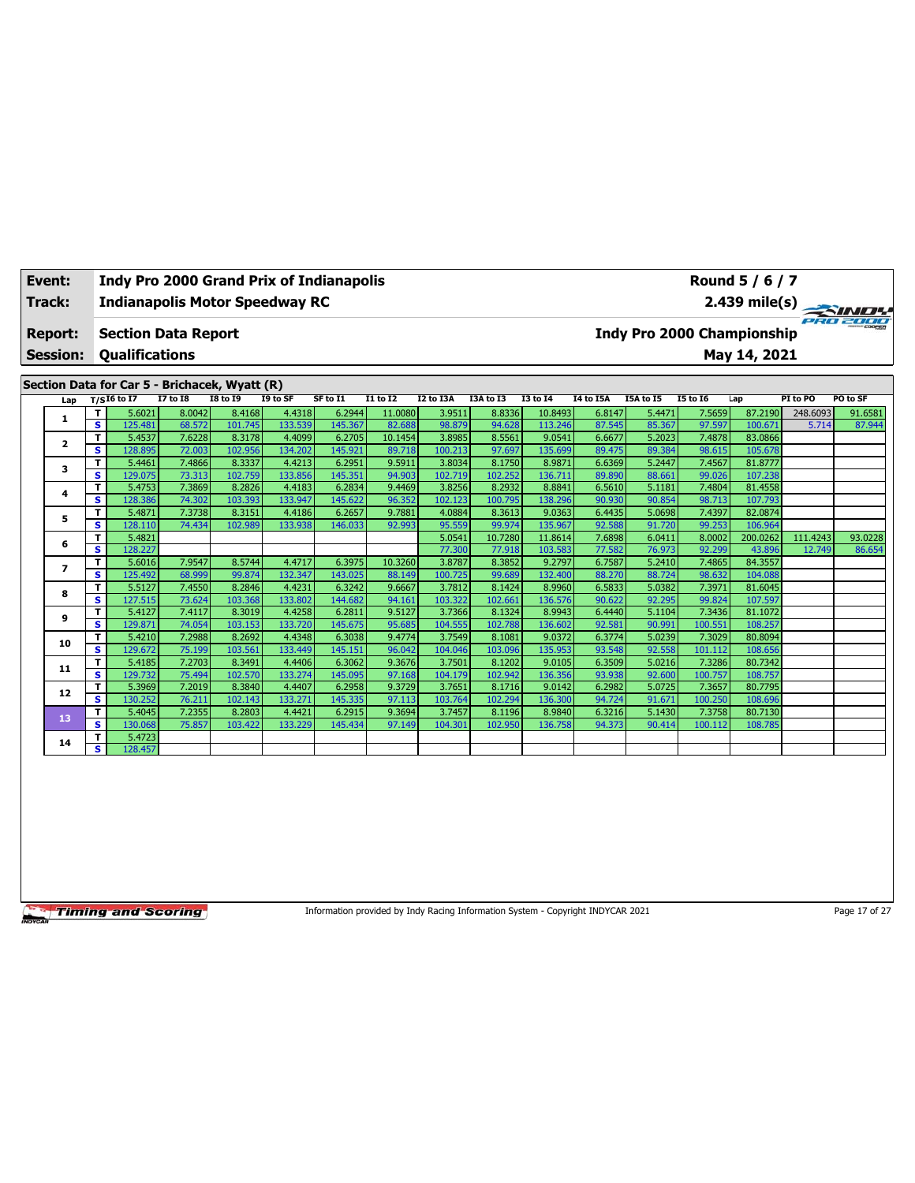| Event: | Indy Pro 2000 Grand Prix of Indianapolis | Round 5 / 6 / 7 |
|---|---|---|
| Track: | Indianapolis Motor Speedway RC | 2.439 mile(s) |
| Report: | Section Data Report | Indy Pro 2000 Championship |
| Session: | Qualifications | May 14, 2021 |

## Section Data for Car 5 - Brichacek, Wyatt (R)

| Lap | T/S | I6 to I7 | I7 to I8 | I8 to I9 | I9 to SF | SF to I1 | I1 to I2 | I2 to I3A | I3A to I3 | I3 to I4 | I4 to I5A | I5A to I5 | I5 to I6 | Lap | PI to PO | PO to SF |
|---|---|---|---|---|---|---|---|---|---|---|---|---|---|---|---|---|
| 1 | T | 5.6021 | 8.0042 | 8.4168 | 4.4318 | 6.2944 | 11.0080 | 3.9511 | 8.8336 | 10.8493 | 6.8147 | 5.4471 | 7.5659 | 87.2190 | 248.6093 | 91.6581 |
| | S | 125.481 | 68.572 | 101.745 | 133.539 | 145.367 | 82.688 | 98.879 | 94.628 | 113.246 | 87.545 | 85.367 | 97.597 | 100.671 | 5.714 | 87.944 |
| 2 | T | 5.4537 | 7.6228 | 8.3178 | 4.4099 | 6.2705 | 10.1454 | 3.8985 | 8.5561 | 9.0541 | 6.6677 | 5.2023 | 7.4878 | 83.0866 | | |
| | S | 128.895 | 72.003 | 102.956 | 134.202 | 145.921 | 89.718 | 100.213 | 97.697 | 135.699 | 89.475 | 89.384 | 98.615 | 105.678 | | |
| 3 | T | 5.4461 | 7.4866 | 8.3337 | 4.4213 | 6.2951 | 9.5911 | 3.8034 | 8.1750 | 8.9871 | 6.6369 | 5.2447 | 7.4567 | 81.8777 | | |
| | S | 129.075 | 73.313 | 102.759 | 133.856 | 145.351 | 94.903 | 102.719 | 102.252 | 136.711 | 89.890 | 88.661 | 99.026 | 107.238 | | |
| 4 | T | 5.4753 | 7.3869 | 8.2826 | 4.4183 | 6.2834 | 9.4469 | 3.8256 | 8.2932 | 8.8841 | 6.5610 | 5.1181 | 7.4804 | 81.4558 | | |
| | S | 128.386 | 74.302 | 103.393 | 133.947 | 145.622 | 96.352 | 102.123 | 100.795 | 138.296 | 90.930 | 90.854 | 98.713 | 107.793 | | |
| 5 | T | 5.4871 | 7.3738 | 8.3151 | 4.4186 | 6.2657 | 9.7881 | 4.0884 | 8.3613 | 9.0363 | 6.4435 | 5.0698 | 7.4397 | 82.0874 | | |
| | S | 128.110 | 74.434 | 102.989 | 133.938 | 146.033 | 92.993 | 95.559 | 99.974 | 135.967 | 92.588 | 91.720 | 99.253 | 106.964 | | |
| 6 | T | 5.4821 | | | | | | 5.0541 | 10.7280 | 11.8614 | 7.6898 | 6.0411 | 8.0002 | 200.0262 | 111.4243 | 93.0228 |
| | S | 128.227 | | | | | | 77.300 | 77.918 | 103.583 | 77.582 | 76.973 | 92.299 | 43.896 | 12.749 | 86.654 |
| 7 | T | 5.6016 | 7.9547 | 8.5744 | 4.4717 | 6.3975 | 10.3260 | 3.8787 | 8.3852 | 9.2797 | 6.7587 | 5.2410 | 7.4865 | 84.3557 | | |
| | S | 125.492 | 68.999 | 99.874 | 132.347 | 143.025 | 88.149 | 100.725 | 99.689 | 132.400 | 88.270 | 88.724 | 98.632 | 104.088 | | |
| 8 | T | 5.5127 | 7.4550 | 8.2846 | 4.4231 | 6.3242 | 9.6667 | 3.7812 | 8.1424 | 8.9960 | 6.5833 | 5.0382 | 7.3971 | 81.6045 | | |
| | S | 127.515 | 73.624 | 103.368 | 133.802 | 144.682 | 94.161 | 103.322 | 102.661 | 136.576 | 90.622 | 92.295 | 99.824 | 107.597 | | |
| 9 | T | 5.4127 | 7.4117 | 8.3019 | 4.4258 | 6.2811 | 9.5127 | 3.7366 | 8.1324 | 8.9943 | 6.4440 | 5.1104 | 7.3436 | 81.1072 | | |
| | S | 129.871 | 74.054 | 103.153 | 133.720 | 145.675 | 95.685 | 104.555 | 102.788 | 136.602 | 92.581 | 90.991 | 100.551 | 108.257 | | |
| 10 | T | 5.4210 | 7.2988 | 8.2692 | 4.4348 | 6.3038 | 9.4774 | 3.7549 | 8.1081 | 9.0372 | 6.3774 | 5.0239 | 7.3029 | 80.8094 | | |
| | S | 129.672 | 75.199 | 103.561 | 133.449 | 145.151 | 96.042 | 104.046 | 103.096 | 135.953 | 93.548 | 92.558 | 101.112 | 108.656 | | |
| 11 | T | 5.4185 | 7.2703 | 8.3491 | 4.4406 | 6.3062 | 9.3676 | 3.7501 | 8.1202 | 9.0105 | 6.3509 | 5.0216 | 7.3286 | 80.7342 | | |
| | S | 129.732 | 75.494 | 102.570 | 133.274 | 145.095 | 97.168 | 104.179 | 102.942 | 136.356 | 93.938 | 92.600 | 100.757 | 108.757 | | |
| 12 | T | 5.3969 | 7.2019 | 8.3840 | 4.4407 | 6.2958 | 9.3729 | 3.7651 | 8.1716 | 9.0142 | 6.2982 | 5.0725 | 7.3657 | 80.7795 | | |
| | S | 130.252 | 76.211 | 102.143 | 133.271 | 145.335 | 97.113 | 103.764 | 102.294 | 136.300 | 94.724 | 91.671 | 100.250 | 108.696 | | |
| 13 | T | 5.4045 | 7.2355 | 8.2803 | 4.4421 | 6.2915 | 9.3694 | 3.7457 | 8.1196 | 8.9840 | 6.3216 | 5.1430 | 7.3758 | 80.7130 | | |
| | S | 130.068 | 75.857 | 103.422 | 133.229 | 145.434 | 97.149 | 104.301 | 102.950 | 136.758 | 94.373 | 90.414 | 100.112 | 108.785 | | |
| 14 | T | 5.4723 | | | | | | | | | | | | | | |
| | S | 128.457 | | | | | | | | | | | | | | |

Information provided by Indy Racing Information System - Copyright INDYCAR 2021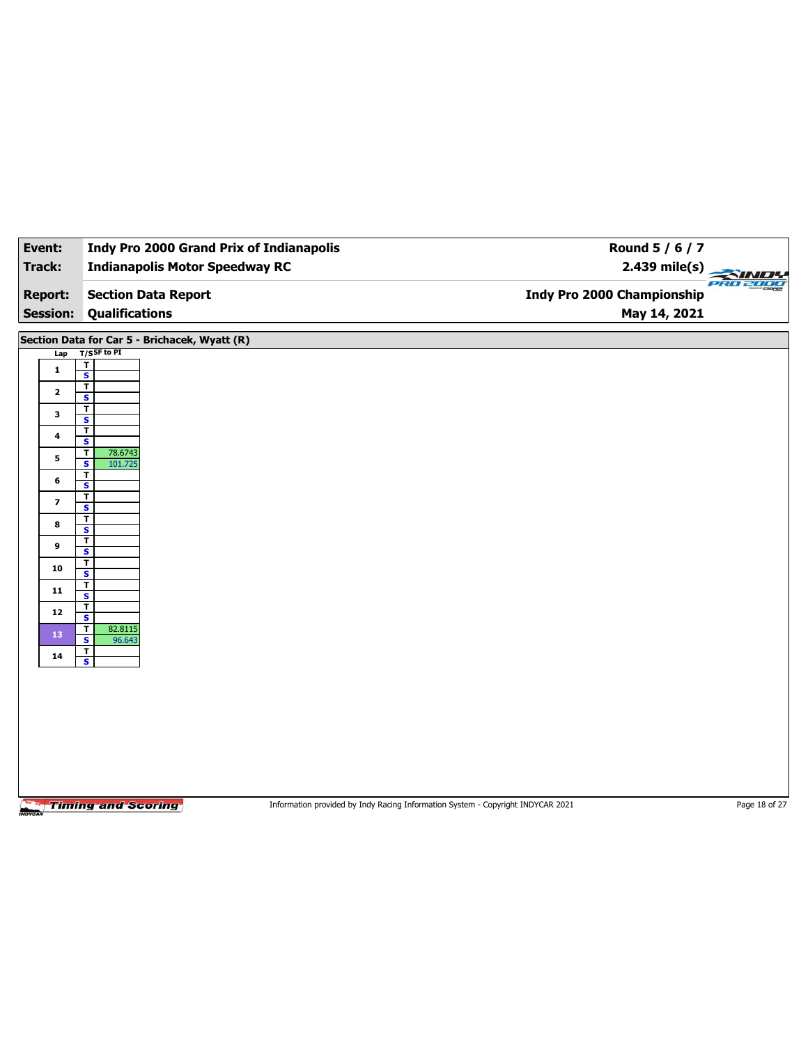| Event: | Indy Pro 2000 Grand Prix of Indianapolis | Round 5 / 6 / 7 |
|---|---|---|
| Track: | Indianapolis Motor Speedway RC | 2.439 mile(s) |
| Report: | Section Data Report | Indy Pro 2000 Championship |
| Session: | Qualifications | May 14, 2021 |

## Section Data for Car 5 - Brichacek, Wyatt (R)

| Lap | T/S | SF to PI |
|---|---|---|
| 1 | T | |
| | S | |
| 2 | T | |
| | S | |
| 3 | T | |
| | S | |
| 4 | T | |
| | S | |
| 5 | T | 78.6743 |
| | S | 101.725 |
| 6 | T | |
| | S | |
| 7 | T | |
| | S | |
| 8 | T | |
| | S | |
| 9 | T | |
| | S | |
| 10 | T | |
| | S | |
| 11 | T | |
| | S | |
| 12 | T | |
| | S | |
| 13 | T | 82.8115 |
| | S | 96.643 |
| 14 | T | |
| | S | |

Information provided by Indy Racing Information System - Copyright INDYCAR 2021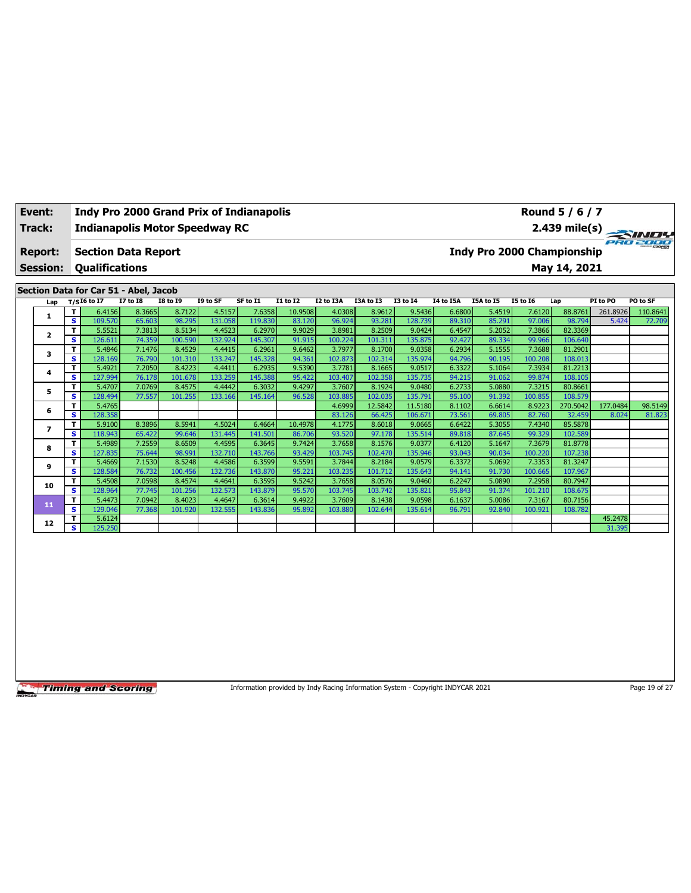| Event: | Indy Pro 2000 Grand Prix of Indianapolis | Round 5 / 6 / 7 |
|---|---|---|
| Track: | Indianapolis Motor Speedway RC | 2.439 mile(s) |
| Report: | Section Data Report | Indy Pro 2000 Championship |
| Session: | Qualifications | May 14, 2021 |

## Section Data for Car 51 - Abel, Jacob

| Lap | T/S | I6 to I7 | I7 to I8 | I8 to I9 | I9 to SF | SF to I1 | I1 to I2 | I2 to I3A | I3A to I3 | I3 to I4 | I4 to I5A | I5A to I5 | I5 to I6 | Lap | PI to PO | PO to SF |
|---|---|---|---|---|---|---|---|---|---|---|---|---|---|---|---|---|
| 1 | T | 6.4156 | 8.3665 | 8.7122 | 4.5157 | 7.6358 | 10.9508 | 4.0308 | 8.9612 | 9.5436 | 6.6800 | 5.4519 | 7.6120 | 88.8761 | 261.8926 | 110.8641 |
| | S | 109.570 | 65.603 | 98.295 | 131.058 | 119.830 | 83.120 | 96.924 | 93.281 | 128.739 | 89.310 | 85.291 | 97.006 | 98.794 | 5.424 | 72.709 |
| 2 | T | 5.5521 | 7.3813 | 8.5134 | 4.4523 | 6.2970 | 9.9029 | 3.8981 | 8.2509 | 9.0424 | 6.4547 | 5.2052 | 7.3866 | 82.3369 | | |
| | S | 126.611 | 74.359 | 100.590 | 132.924 | 145.307 | 91.915 | 100.224 | 101.311 | 135.875 | 92.427 | 89.334 | 99.966 | 106.640 | | |
| 3 | T | 5.4846 | 7.1476 | 8.4529 | 4.4415 | 6.2961 | 9.6462 | 3.7977 | 8.1700 | 9.0358 | 6.2934 | 5.1555 | 7.3688 | 81.2901 | | |
| | S | 128.169 | 76.790 | 101.310 | 133.247 | 145.328 | 94.361 | 102.873 | 102.314 | 135.974 | 94.796 | 90.195 | 100.208 | 108.013 | | |
| 4 | T | 5.4921 | 7.2050 | 8.4223 | 4.4411 | 6.2935 | 9.5390 | 3.7781 | 8.1665 | 9.0517 | 6.3322 | 5.1064 | 7.3934 | 81.2213 | | |
| | S | 127.994 | 76.178 | 101.678 | 133.259 | 145.388 | 95.422 | 103.407 | 102.358 | 135.735 | 94.215 | 91.062 | 99.874 | 108.105 | | |
| 5 | T | 5.4707 | 7.0769 | 8.4575 | 4.4442 | 6.3032 | 9.4297 | 3.7607 | 8.1924 | 9.0480 | 6.2733 | 5.0880 | 7.3215 | 80.8661 | | |
| | S | 128.494 | 77.557 | 101.255 | 133.166 | 145.164 | 96.528 | 103.885 | 102.035 | 135.791 | 95.100 | 91.392 | 100.855 | 108.579 | | |
| 6 | T | 5.4765 | | | | | | 4.6999 | 12.5842 | 11.5180 | 8.1102 | 6.6614 | 8.9223 | 270.5042 | 177.0484 | 98.5149 |
| | S | 128.358 | | | | | | 83.126 | 66.425 | 106.671 | 73.561 | 69.805 | 82.760 | 32.459 | 8.024 | 81.823 |
| 7 | T | 5.9100 | 8.3896 | 8.5941 | 4.5024 | 6.4664 | 10.4978 | 4.1775 | 8.6018 | 9.0665 | 6.6422 | 5.3055 | 7.4340 | 85.5878 | | |
| | S | 118.943 | 65.422 | 99.646 | 131.445 | 141.501 | 86.706 | 93.520 | 97.178 | 135.514 | 89.818 | 87.645 | 99.329 | 102.589 | | |
| 8 | T | 5.4989 | 7.2559 | 8.6509 | 4.4595 | 6.3645 | 9.7424 | 3.7658 | 8.1576 | 9.0377 | 6.4120 | 5.1647 | 7.3679 | 81.8778 | | |
| | S | 127.835 | 75.644 | 98.991 | 132.710 | 143.766 | 93.429 | 103.745 | 102.470 | 135.946 | 93.043 | 90.034 | 100.220 | 107.238 | | |
| 9 | T | 5.4669 | 7.1530 | 8.5248 | 4.4586 | 6.3599 | 9.5591 | 3.7844 | 8.2184 | 9.0579 | 6.3372 | 5.0692 | 7.3353 | 81.3247 | | |
| | S | 128.584 | 76.732 | 100.456 | 132.736 | 143.870 | 95.221 | 103.235 | 101.712 | 135.643 | 94.141 | 91.730 | 100.665 | 107.967 | | |
| 10 | T | 5.4508 | 7.0598 | 8.4574 | 4.4641 | 6.3595 | 9.5242 | 3.7658 | 8.0576 | 9.0460 | 6.2247 | 5.0890 | 7.2958 | 80.7947 | | |
| | S | 128.964 | 77.745 | 101.256 | 132.573 | 143.879 | 95.570 | 103.745 | 103.742 | 135.821 | 95.843 | 91.374 | 101.210 | 108.675 | | |
| 11 | T | 5.4473 | 7.0942 | 8.4023 | 4.4647 | 6.3614 | 9.4922 | 3.7609 | 8.1438 | 9.0598 | 6.1637 | 5.0086 | 7.3167 | 80.7156 | | |
| | S | 129.046 | 77.368 | 101.920 | 132.555 | 143.836 | 95.892 | 103.880 | 102.644 | 135.614 | 96.791 | 92.840 | 100.921 | 108.782 | | |
| 12 | T | 5.6124 | | | | | | | | | | | | | 45.2478 | |
| | S | 125.250 | | | | | | | | | | | | | 31.395 | |

Information provided by Indy Racing Information System - Copyright INDYCAR 2021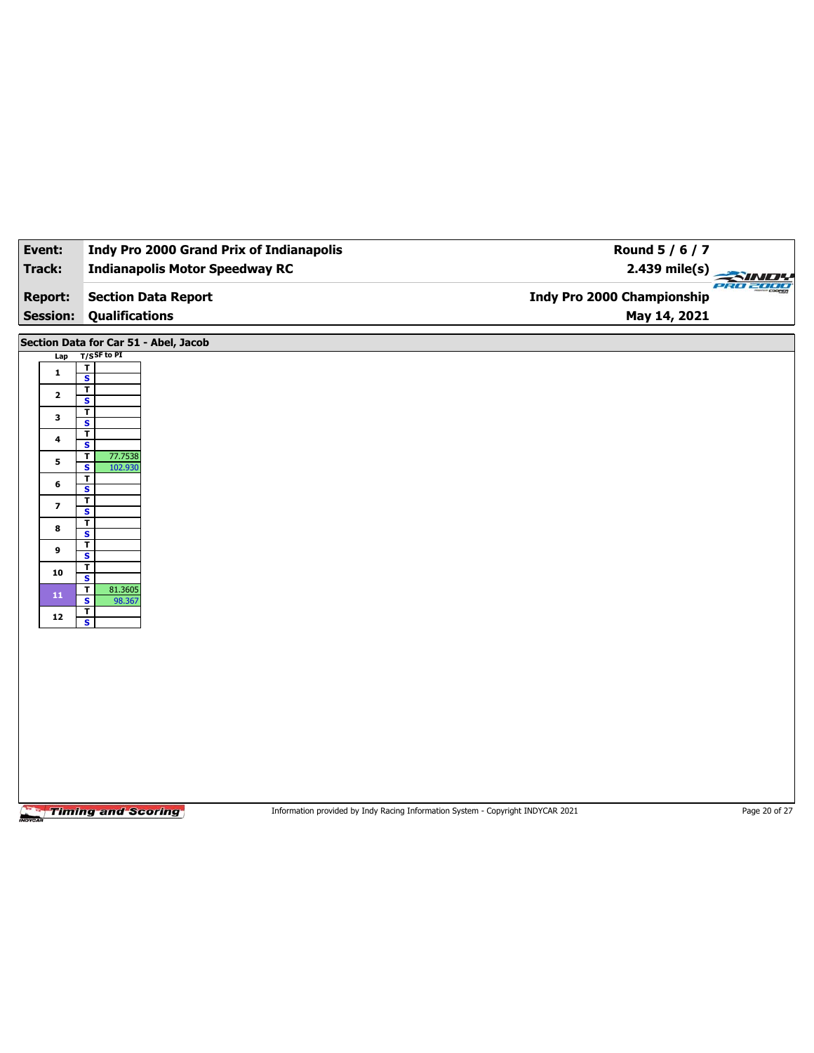| Event: | Indy Pro 2000 Grand Prix of Indianapolis | Round 5 / 6 / 7 |
|---|---|---|
| Track: | Indianapolis Motor Speedway RC | 2.439 mile(s) |
| Report: | Section Data Report | Indy Pro 2000 Championship |
| Session: | Qualifications | May 14, 2021 |

## Section Data for Car 51 - Abel, Jacob

| Lap | T/S | SF to PI |
|---|---|---|
| 1 | T | |
| | S | |
| 2 | T | |
| | S | |
| 3 | T | |
| | S | |
| 4 | T | |
| | S | |
| 5 | T | 77.7538 |
| | S | 102.930 |
| 6 | T | |
| | S | |
| 7 | T | |
| | S | |
| 8 | T | |
| | S | |
| 9 | T | |
| | S | |
| 10 | T | |
| | S | |
| 11 | T | 81.3605 |
| | S | 98.367 |
| 12 | T | |
| | S | |

Information provided by Indy Racing Information System - Copyright INDYCAR 2021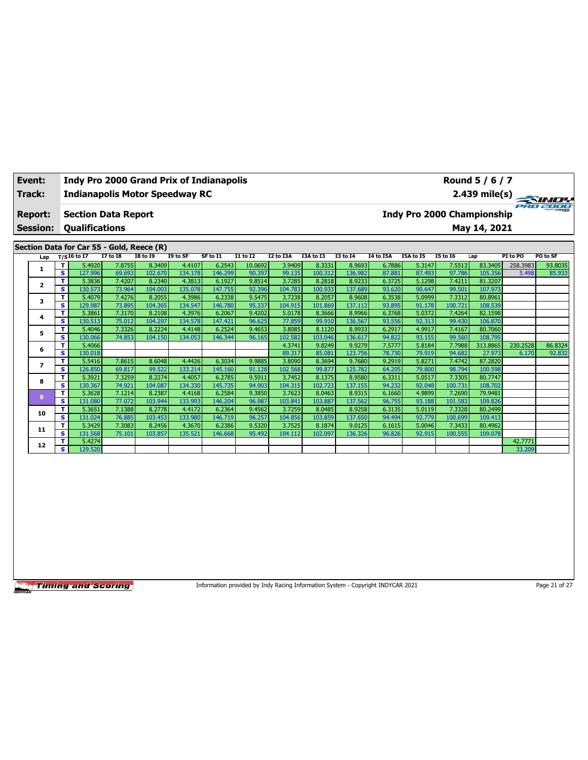| Event: | Indy Pro 2000 Grand Prix of Indianapolis | Round 5 / 6 / 7 |
|---|---|---|
| Track: | Indianapolis Motor Speedway RC | 2.439 mile(s) |
| Report: | Section Data Report | Indy Pro 2000 Championship |
| Session: | Qualifications | May 14, 2021 |

## Section Data for Car 55 - Gold, Reece (R)

| Lap | T/S | I6 to I7 | I7 to I8 | I8 to I9 | I9 to SF | SF to I1 | I1 to I2 | I2 to I3A | I3A to I3 | I3 to I4 | I4 to I5A | I5A to I5 | I5 to I6 | Lap | PI to PO | PO to SF |
|---|---|---|---|---|---|---|---|---|---|---|---|---|---|---|---|---|
| 1 | T | 5.4920 | 7.8755 | 8.3409 | 4.4107 | 6.2543 | 10.0692 | 3.9409 | 8.3331 | 8.9693 | 6.7886 | 5.3147 | 7.5513 | 83.3405 | 258.3983 | 93.8035 |
| | S | 127.996 | 69.693 | 102.670 | 134.178 | 146.299 | 90.397 | 99.135 | 100.312 | 136.982 | 87.881 | 87.493 | 97.786 | 105.356 | 5.498 | 85.933 |
| 2 | T | 5.3836 | 7.4207 | 8.2340 | 4.3813 | 6.1927 | 9.8514 | 3.7285 | 8.2818 | 8.9233 | 6.3725 | 5.1298 | 7.4211 | 81.3207 | | |
| | S | 130.573 | 73.964 | 104.003 | 135.078 | 147.755 | 92.396 | 104.783 | 100.933 | 137.689 | 93.620 | 90.647 | 99.501 | 107.973 | | |
| 3 | T | 5.4079 | 7.4276 | 8.2055 | 4.3986 | 6.2338 | 9.5475 | 3.7238 | 8.2057 | 8.9608 | 6.3538 | 5.0999 | 7.3312 | 80.8961 | | |
| | S | 129.987 | 73.895 | 104.365 | 134.547 | 146.780 | 95.337 | 104.915 | 101.869 | 137.112 | 93.895 | 91.178 | 100.721 | 108.539 | | |
| 4 | T | 5.3861 | 7.3170 | 8.2108 | 4.3976 | 6.2067 | 9.4202 | 5.0178 | 8.3666 | 8.9966 | 6.3768 | 5.0372 | 7.4264 | 82.1598 | | |
| | S | 130.513 | 75.012 | 104.297 | 134.578 | 147.421 | 96.625 | 77.859 | 99.910 | 136.567 | 93.556 | 92.313 | 99.430 | 106.870 | | |
| 5 | T | 5.4046 | 7.3326 | 8.2224 | 4.4148 | 6.2524 | 9.4653 | 3.8085 | 8.1120 | 8.9933 | 6.2917 | 4.9917 | 7.4167 | 80.7060 | | |
| | S | 130.066 | 74.853 | 104.150 | 134.053 | 146.344 | 96.165 | 102.582 | 103.046 | 136.617 | 94.822 | 93.155 | 99.560 | 108.795 | | |
| 6 | T | 5.4066 | | | | | | 4.3741 | 9.8249 | 9.9279 | 7.5777 | 5.8184 | 7.7988 | 313.8865 | 230.2528 | 86.8324 |
| | S | 130.018 | | | | | | 89.317 | 85.081 | 123.756 | 78.730 | 79.919 | 94.682 | 27.973 | 6.170 | 92.832 |
| 7 | T | 5.5416 | 7.8615 | 8.6048 | 4.4426 | 6.3034 | 9.9885 | 3.8090 | 8.3694 | 9.7680 | 9.2919 | 5.8271 | 7.4742 | 87.2820 | | |
| | S | 126.850 | 69.817 | 99.522 | 133.214 | 145.160 | 91.128 | 102.568 | 99.877 | 125.782 | 64.205 | 79.800 | 98.794 | 100.598 | | |
| 8 | T | 5.3921 | 7.3259 | 8.2274 | 4.4057 | 6.2785 | 9.5911 | 3.7452 | 8.1375 | 8.9580 | 6.3311 | 5.0517 | 7.3305 | 80.7747 | | |
| | S | 130.367 | 74.921 | 104.087 | 134.330 | 145.735 | 94.903 | 104.315 | 102.723 | 137.155 | 94.232 | 92.048 | 100.731 | 108.702 | | |
| 9 | T | 5.3628 | 7.1214 | 8.2387 | 4.4168 | 6.2584 | 9.3850 | 3.7623 | 8.0463 | 8.9315 | 6.1660 | 4.9899 | 7.2690 | 79.9481 | | |
| | S | 131.080 | 77.072 | 103.944 | 133.993 | 146.204 | 96.987 | 103.841 | 103.887 | 137.562 | 96.755 | 93.188 | 101.583 | 109.826 | | |
| 10 | T | 5.3651 | 7.1388 | 8.2778 | 4.4172 | 6.2364 | 9.4562 | 3.7259 | 8.0485 | 8.9258 | 6.3135 | 5.0119 | 7.3328 | 80.2499 | | |
| | S | 131.024 | 76.885 | 103.453 | 133.980 | 146.719 | 96.257 | 104.856 | 103.859 | 137.650 | 94.494 | 92.779 | 100.699 | 109.413 | | |
| 11 | T | 5.3429 | 7.3083 | 8.2456 | 4.3670 | 6.2386 | 9.5320 | 3.7525 | 8.1874 | 9.0125 | 6.1615 | 5.0046 | 7.3433 | 80.4962 | | |
| | S | 131.568 | 75.101 | 103.857 | 135.521 | 146.668 | 95.492 | 104.112 | 102.097 | 136.326 | 96.826 | 92.915 | 100.555 | 109.078 | | |
| 12 | T | 5.4274 | | | | | | | | | | | | | 42.7771 | |
| | S | 129.520 | | | | | | | | | | | | | 33.209 | |

Information provided by Indy Racing Information System - Copyright INDYCAR 2021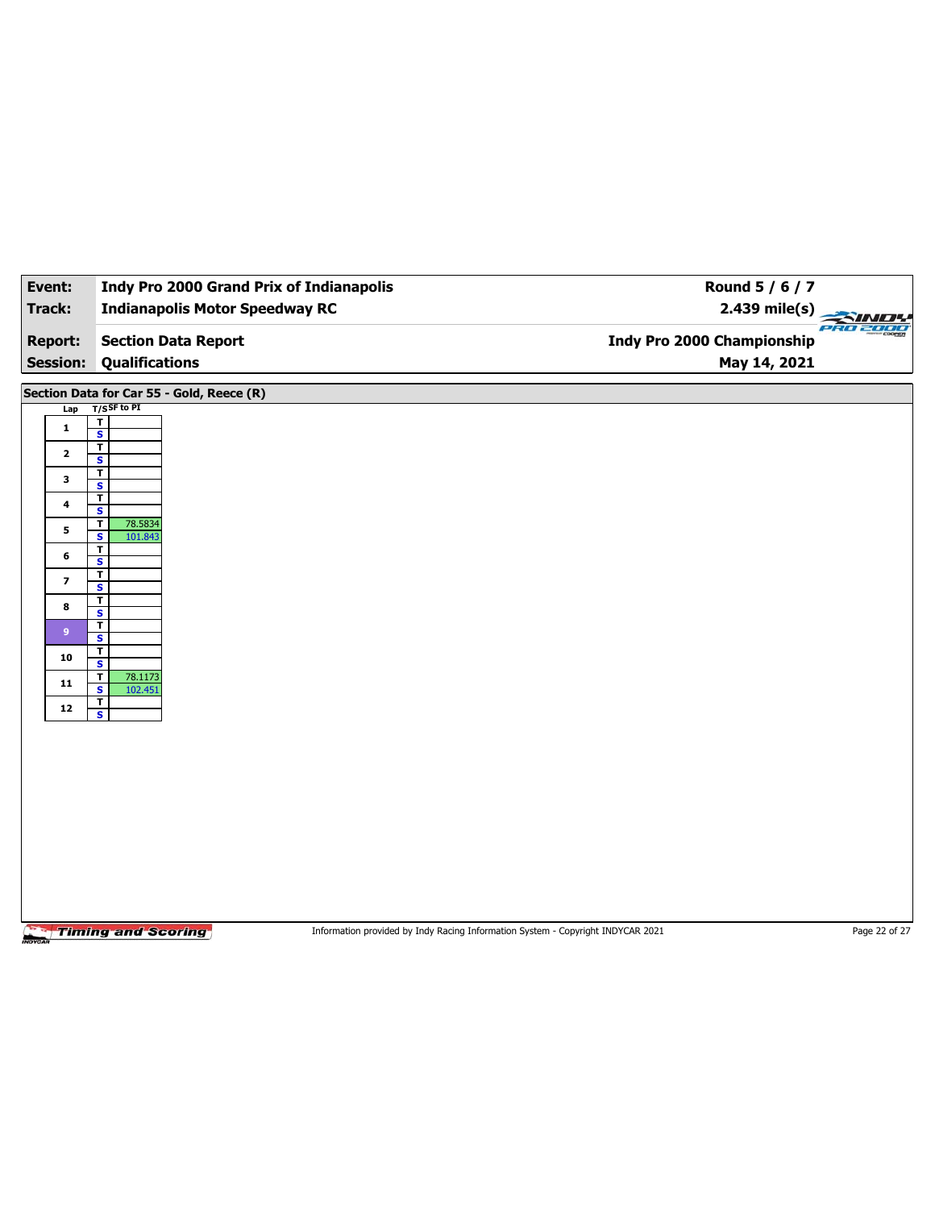| Event: | Indy Pro 2000 Grand Prix of Indianapolis | Round 5 / 6 / 7 |
| --- | --- | --- |
| Track: | Indianapolis Motor Speedway RC | 2.439 mile(s) |
| Report: | Section Data Report | Indy Pro 2000 Championship |
| Session: | Qualifications | May 14, 2021 |

## Section Data for Car 55 - Gold, Reece (R)

| Lap | T/S | SF to PI |
| --- | --- | --- |
| 1 | T | |
| | S | |
| 2 | T | |
| | S | |
| 3 | T | |
| | S | |
| 4 | T | |
| | S | |
| 5 | T | 78.5834 |
| | S | 101.843 |
| 6 | T | |
| | S | |
| 7 | T | |
| | S | |
| 8 | T | |
| | S | |
| 9 | T | |
| | S | |
| 10 | T | |
| | S | |
| 11 | T | 78.1173 |
| | S | 102.451 |
| 12 | T | |
| | S | |

Timing and Scoring

Information provided by Indy Racing Information System - Copyright INDYCAR 2021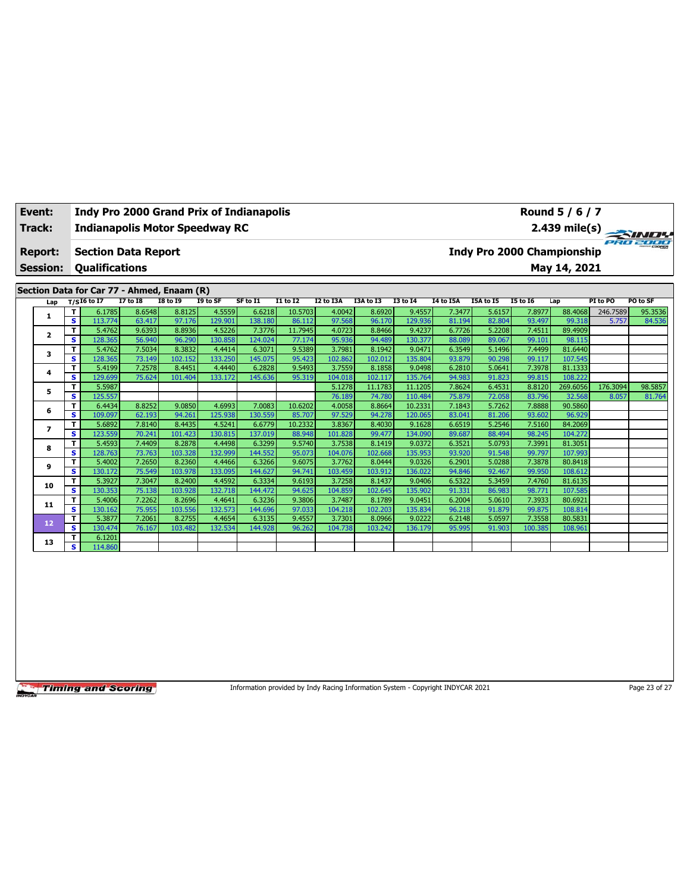| Event: | Indy Pro 2000 Grand Prix of Indianapolis | Round 5 / 6 / 7 |
|---|---|---|
| Track: | Indianapolis Motor Speedway RC | 2.439 mile(s) |
| Report: | Section Data Report | Indy Pro 2000 Championship |
| Session: | Qualifications | May 14, 2021 |

## Section Data for Car 77 - Ahmed, Enaam (R)

| Lap | T/S | I6 to I7 | I7 to I8 | I8 to I9 | I9 to SF | SF to I1 | I1 to I2 | I2 to I3A | I3A to I3 | I3 to I4 | I4 to I5A | I5A to I5 | I5 to I6 | Lap | PI to PO | PO to SF |
|---|---|---|---|---|---|---|---|---|---|---|---|---|---|---|---|---|
| 1 | T | 6.1785 | 8.6548 | 8.8125 | 4.5559 | 6.6218 | 10.5703 | 4.0042 | 8.6920 | 9.4557 | 7.3477 | 5.6157 | 7.8977 | 88.4068 | 246.7589 | 95.3536 |
| | S | 113.774 | 63.417 | 97.176 | 129.901 | 138.180 | 86.112 | 97.568 | 96.170 | 129.936 | 81.194 | 82.804 | 93.497 | 99.318 | 5.757 | 84.536 |
| 2 | T | 5.4762 | 9.6393 | 8.8936 | 4.5226 | 7.3776 | 11.7945 | 4.0723 | 8.8466 | 9.4237 | 6.7726 | 5.2208 | 7.4511 | 89.4909 | | |
| | S | 128.365 | 56.940 | 96.290 | 130.858 | 124.024 | 77.174 | 95.936 | 94.489 | 130.377 | 88.089 | 89.067 | 99.101 | 98.115 | | |
| 3 | T | 5.4762 | 7.5034 | 8.3832 | 4.4414 | 6.3071 | 9.5389 | 3.7981 | 8.1942 | 9.0471 | 6.3549 | 5.1496 | 7.4499 | 81.6440 | | |
| | S | 128.365 | 73.149 | 102.152 | 133.250 | 145.075 | 95.423 | 102.862 | 102.012 | 135.804 | 93.879 | 90.298 | 99.117 | 107.545 | | |
| 4 | T | 5.4199 | 7.2578 | 8.4451 | 4.4440 | 6.2828 | 9.5493 | 3.7559 | 8.1858 | 9.0498 | 6.2810 | 5.0641 | 7.3978 | 81.1333 | | |
| | S | 129.699 | 75.624 | 101.404 | 133.172 | 145.636 | 95.319 | 104.018 | 102.117 | 135.764 | 94.983 | 91.823 | 99.815 | 108.222 | | |
| 5 | T | 5.5987 | | | | | | 5.1278 | 11.1783 | 11.1205 | 7.8624 | 6.4531 | 8.8120 | 269.6056 | 176.3094 | 98.5857 |
| | S | 125.557 | | | | | | 76.189 | 74.780 | 110.484 | 75.879 | 72.058 | 83.796 | 32.568 | 8.057 | 81.764 |
| 6 | T | 6.4434 | 8.8252 | 9.0850 | 4.6993 | 7.0083 | 10.6202 | 4.0058 | 8.8664 | 10.2331 | 7.1843 | 5.7262 | 7.8888 | 90.5860 | | |
| | S | 109.097 | 62.193 | 94.261 | 125.938 | 130.559 | 85.707 | 97.529 | 94.278 | 120.065 | 83.041 | 81.206 | 93.602 | 96.929 | | |
| 7 | T | 5.6892 | 7.8140 | 8.4435 | 4.5241 | 6.6779 | 10.2332 | 3.8367 | 8.4030 | 9.1628 | 6.6519 | 5.2546 | 7.5160 | 84.2069 | | |
| | S | 123.559 | 70.241 | 101.423 | 130.815 | 137.019 | 88.948 | 101.828 | 99.477 | 134.090 | 89.687 | 88.494 | 98.245 | 104.272 | | |
| 8 | T | 5.4593 | 7.4409 | 8.2878 | 4.4498 | 6.3299 | 9.5740 | 3.7538 | 8.1419 | 9.0372 | 6.3521 | 5.0793 | 7.3991 | 81.3051 | | |
| | S | 128.763 | 73.763 | 103.328 | 132.999 | 144.552 | 95.073 | 104.076 | 102.668 | 135.953 | 93.920 | 91.548 | 99.797 | 107.993 | | |
| 9 | T | 5.4002 | 7.2650 | 8.2360 | 4.4466 | 6.3266 | 9.6075 | 3.7762 | 8.0444 | 9.0326 | 6.2901 | 5.0288 | 7.3878 | 80.8418 | | |
| | S | 130.172 | 75.549 | 103.978 | 133.095 | 144.627 | 94.741 | 103.459 | 103.912 | 136.022 | 94.846 | 92.467 | 99.950 | 108.612 | | |
| 10 | T | 5.3927 | 7.3047 | 8.2400 | 4.4592 | 6.3334 | 9.6193 | 3.7258 | 8.1437 | 9.0406 | 6.5322 | 5.3459 | 7.4760 | 81.6135 | | |
| | S | 130.353 | 75.138 | 103.928 | 132.718 | 144.472 | 94.625 | 104.859 | 102.645 | 135.902 | 91.331 | 86.983 | 98.771 | 107.585 | | |
| 11 | T | 5.4006 | 7.2262 | 8.2696 | 4.4641 | 6.3236 | 9.3806 | 3.7487 | 8.1789 | 9.0451 | 6.2004 | 5.0610 | 7.3933 | 80.6921 | | |
| | S | 130.162 | 75.955 | 103.556 | 132.573 | 144.696 | 97.033 | 104.218 | 102.203 | 135.834 | 96.218 | 91.879 | 99.875 | 108.814 | | |
| 12 | T | 5.3877 | 7.2061 | 8.2755 | 4.4654 | 6.3135 | 9.4557 | 3.7301 | 8.0966 | 9.0222 | 6.2148 | 5.0597 | 7.3558 | 80.5831 | | |
| | S | 130.474 | 76.167 | 103.482 | 132.534 | 144.928 | 96.262 | 104.738 | 103.242 | 136.179 | 95.995 | 91.903 | 100.385 | 108.961 | | |
| 13 | T | 6.1201 | | | | | | | | | | | | | | |
| | S | 114.860 | | | | | | | | | | | | | | |

Information provided by Indy Racing Information System - Copyright INDYCAR 2021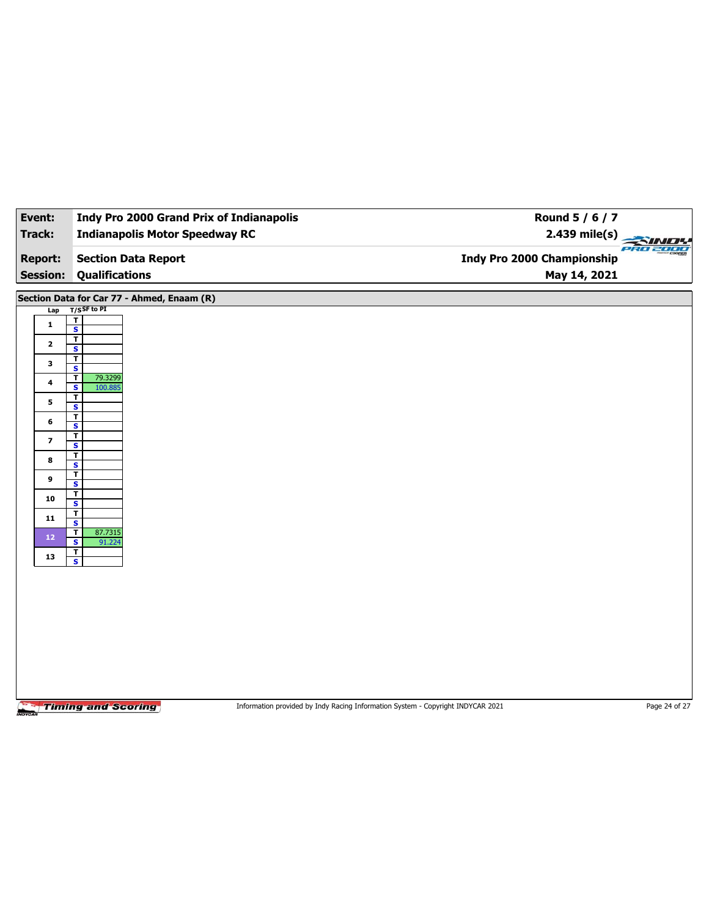| **Event:** | **Indy Pro 2000 Grand Prix of Indianapolis** | **Round 5 / 6 / 7** |
|---|---|---|
| **Track:** | **Indianapolis Motor Speedway RC** | **2.439 mile(s)** |
| **Report:** | **Section Data Report** | **Indy Pro 2000 Championship** |
| **Session:** | **Qualifications** | **May 14, 2021** |

## Section Data for Car 77 - Ahmed, Enaam (R)

| Lap | T/S | SF to PI |
|---|---|---|
| 1 | T | |
| | S | |
| 2 | T | |
| | S | |
| 3 | T | |
| | S | |
| 4 | T | 79.3299 |
| | S | 100.885 |
| 5 | T | |
| | S | |
| 6 | T | |
| | S | |
| 7 | T | |
| | S | |
| 8 | T | |
| | S | |
| 9 | T | |
| | S | |
| 10 | T | |
| | S | |
| 11 | T | |
| | S | |
| 12 | T | 87.7315 |
| | S | 91.224 |
| 13 | T | |
| | S | |

Information provided by Indy Racing Information System - Copyright INDYCAR 2021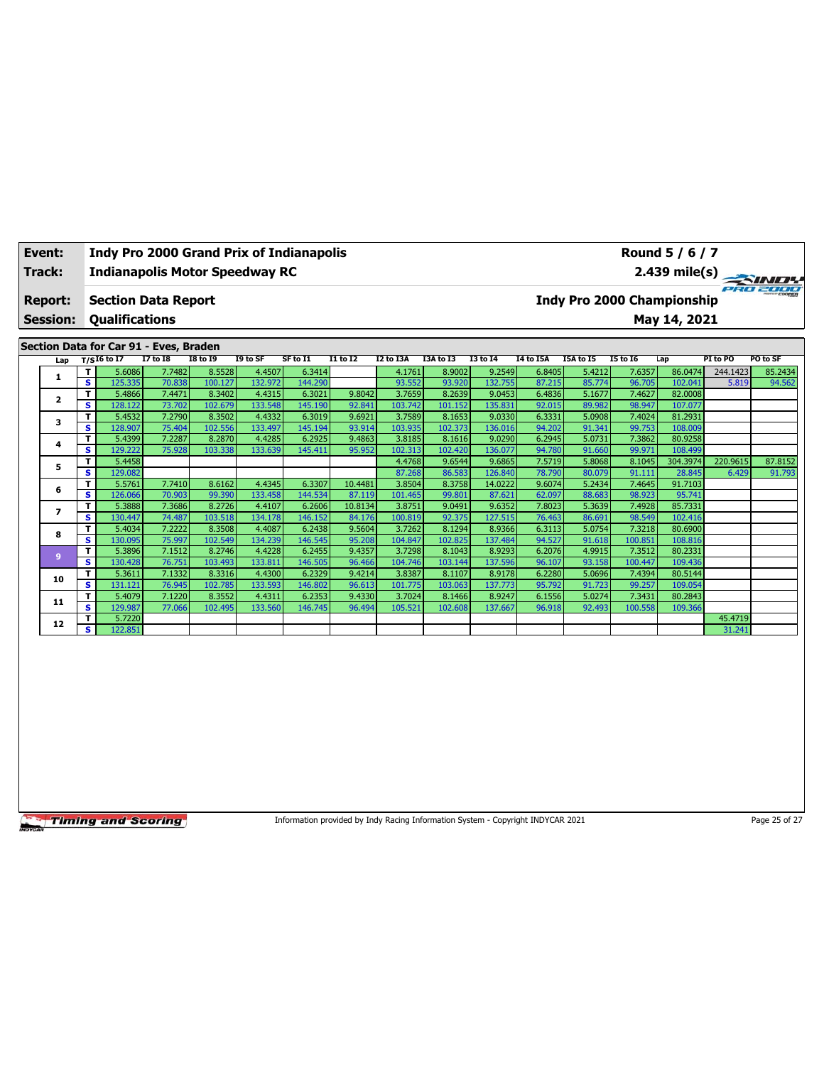| Event: | Indy Pro 2000 Grand Prix of Indianapolis | Round 5 / 6 / 7 |
|---|---|---|
| Track: | Indianapolis Motor Speedway RC | 2.439 mile(s) |
| Report: | Section Data Report | Indy Pro 2000 Championship |
| Session: | Qualifications | May 14, 2021 |

## Section Data for Car 91 - Eves, Braden

| Lap | T/S | I6 to I7 | I7 to I8 | I8 to I9 | I9 to SF | SF to I1 | I1 to I2 | I2 to I3A | I3A to I3 | I3 to I4 | I4 to I5A | I5A to I5 | I5 to I6 | Lap | PI to PO | PO to SF |
|---|---|---|---|---|---|---|---|---|---|---|---|---|---|---|---|---|
| 1 | T | 5.6086 | 7.7482 | 8.5528 | 4.4507 | 6.3414 | | 4.1761 | 8.9002 | 9.2549 | 6.8405 | 5.4212 | 7.6357 | 86.0474 | 244.1423 | 85.2434 |
| | S | 125.335 | 70.838 | 100.127 | 132.972 | 144.290 | | 93.552 | 93.920 | 132.755 | 87.215 | 85.774 | 96.705 | 102.041 | 5.819 | 94.562 |
| 2 | T | 5.4866 | 7.4471 | 8.3402 | 4.4315 | 6.3021 | 9.8042 | 3.7659 | 8.2639 | 9.0453 | 6.4836 | 5.1677 | 7.4627 | 82.0008 | | |
| | S | 128.122 | 73.702 | 102.679 | 133.548 | 145.190 | 92.841 | 103.742 | 101.152 | 135.831 | 92.015 | 89.982 | 98.947 | 107.077 | | |
| 3 | T | 5.4532 | 7.2790 | 8.3502 | 4.4332 | 6.3019 | 9.6921 | 3.7589 | 8.1653 | 9.0330 | 6.3331 | 5.0908 | 7.4024 | 81.2931 | | |
| | S | 128.907 | 75.404 | 102.556 | 133.497 | 145.194 | 93.914 | 103.935 | 102.373 | 136.016 | 94.202 | 91.341 | 99.753 | 108.009 | | |
| 4 | T | 5.4399 | 7.2287 | 8.2870 | 4.4285 | 6.2925 | 9.4863 | 3.8185 | 8.1616 | 9.0290 | 6.2945 | 5.0731 | 7.3862 | 80.9258 | | |
| | S | 129.222 | 75.928 | 103.338 | 133.639 | 145.411 | 95.952 | 102.313 | 102.420 | 136.077 | 94.780 | 91.660 | 99.971 | 108.499 | | |
| 5 | T | 5.4458 | | | | | | 4.4768 | 9.6544 | 9.6865 | 7.5719 | 5.8068 | 8.1045 | 304.3974 | 220.9615 | 87.8152 |
| | S | 129.082 | | | | | | 87.268 | 86.583 | 126.840 | 78.790 | 80.079 | 91.111 | 28.845 | 6.429 | 91.793 |
| 6 | T | 5.5761 | 7.7410 | 8.6162 | 4.4345 | 6.3307 | 10.4481 | 3.8504 | 8.3758 | 14.0222 | 9.6074 | 5.2434 | 7.4645 | 91.7103 | | |
| | S | 126.066 | 70.903 | 99.390 | 133.458 | 144.534 | 87.119 | 101.465 | 99.801 | 87.621 | 62.097 | 88.683 | 98.923 | 95.741 | | |
| 7 | T | 5.3888 | 7.3686 | 8.2726 | 4.4107 | 6.2606 | 10.8134 | 3.8751 | 9.0491 | 9.6352 | 7.8023 | 5.3639 | 7.4928 | 85.7331 | | |
| | S | 130.447 | 74.487 | 103.518 | 134.178 | 146.152 | 84.176 | 100.819 | 92.375 | 127.515 | 76.463 | 86.691 | 98.549 | 102.416 | | |
| 8 | T | 5.4034 | 7.2222 | 8.3508 | 4.4087 | 6.2438 | 9.5604 | 3.7262 | 8.1294 | 8.9366 | 6.3113 | 5.0754 | 7.3218 | 80.6900 | | |
| | S | 130.095 | 75.997 | 102.549 | 134.239 | 146.545 | 95.208 | 104.847 | 102.825 | 137.484 | 94.527 | 91.618 | 100.851 | 108.816 | | |
| 9 | T | 5.3896 | 7.1512 | 8.2746 | 4.4228 | 6.2455 | 9.4357 | 3.7298 | 8.1043 | 8.9293 | 6.2076 | 4.9915 | 7.3512 | 80.2331 | | |
| | S | 130.428 | 76.751 | 103.493 | 133.811 | 146.505 | 96.466 | 104.746 | 103.144 | 137.596 | 96.107 | 93.158 | 100.447 | 109.436 | | |
| 10 | T | 5.3611 | 7.1332 | 8.3316 | 4.4300 | 6.2329 | 9.4214 | 3.8387 | 8.1107 | 8.9178 | 6.2280 | 5.0696 | 7.4394 | 80.5144 | | |
| | S | 131.121 | 76.945 | 102.785 | 133.593 | 146.802 | 96.613 | 101.775 | 103.063 | 137.773 | 95.792 | 91.723 | 99.257 | 109.054 | | |
| 11 | T | 5.4079 | 7.1220 | 8.3552 | 4.4311 | 6.2353 | 9.4330 | 3.7024 | 8.1466 | 8.9247 | 6.1556 | 5.0274 | 7.3431 | 80.2843 | | |
| | S | 129.987 | 77.066 | 102.495 | 133.560 | 146.745 | 96.494 | 105.521 | 102.608 | 137.667 | 96.918 | 92.493 | 100.558 | 109.366 | | |
| 12 | T | 5.7220 | | | | | | | | | | | | | 45.4719 | |
| | S | 122.851 | | | | | | | | | | | | | 31.241 | |

Information provided by Indy Racing Information System - Copyright INDYCAR 2021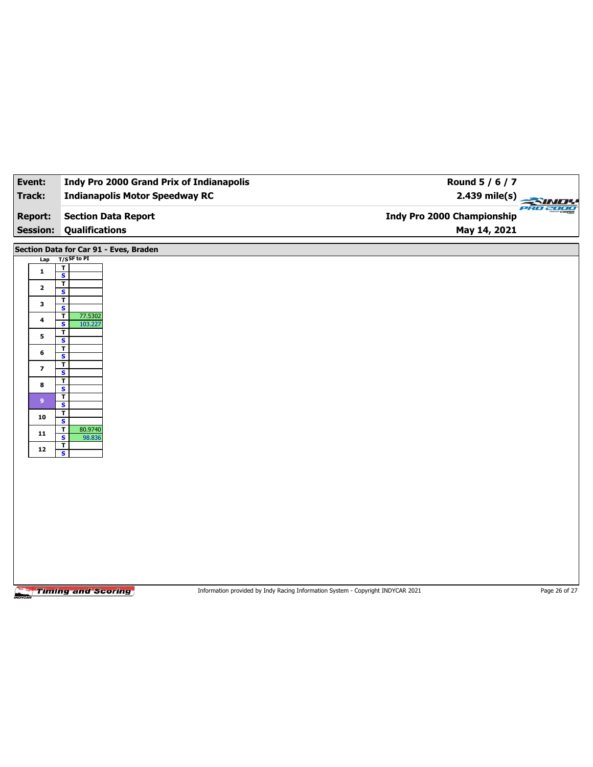| | | |
|---|---|---|
| **Event:** | **Indy Pro 2000 Grand Prix of Indianapolis** | **Round 5 / 6 / 7** |
| **Track:** | **Indianapolis Motor Speedway RC** | **2.439 mile(s)** |
| **Report:** | **Section Data Report** | **Indy Pro 2000 Championship** |
| **Session:** | **Qualifications** | **May 14, 2021** |

## Section Data for Car 91 - Eves, Braden

| Lap | T/S | SF to PI |
|---|---|---|
| 1 | T | |
| | S | |
| 2 | T | |
| | S | |
| 3 | T | |
| | S | |
| 4 | T | 77.5302 |
| | S | 103.227 |
| 5 | T | |
| | S | |
| 6 | T | |
| | S | |
| 7 | T | |
| | S | |
| 8 | T | |
| | S | |
| 9 | T | |
| | S | |
| 10 | T | |
| | S | |
| 11 | T | 80.9740 |
| | S | 98.836 |
| 12 | T | |
| | S | |

Information provided by Indy Racing Information System - Copyright INDYCAR 2021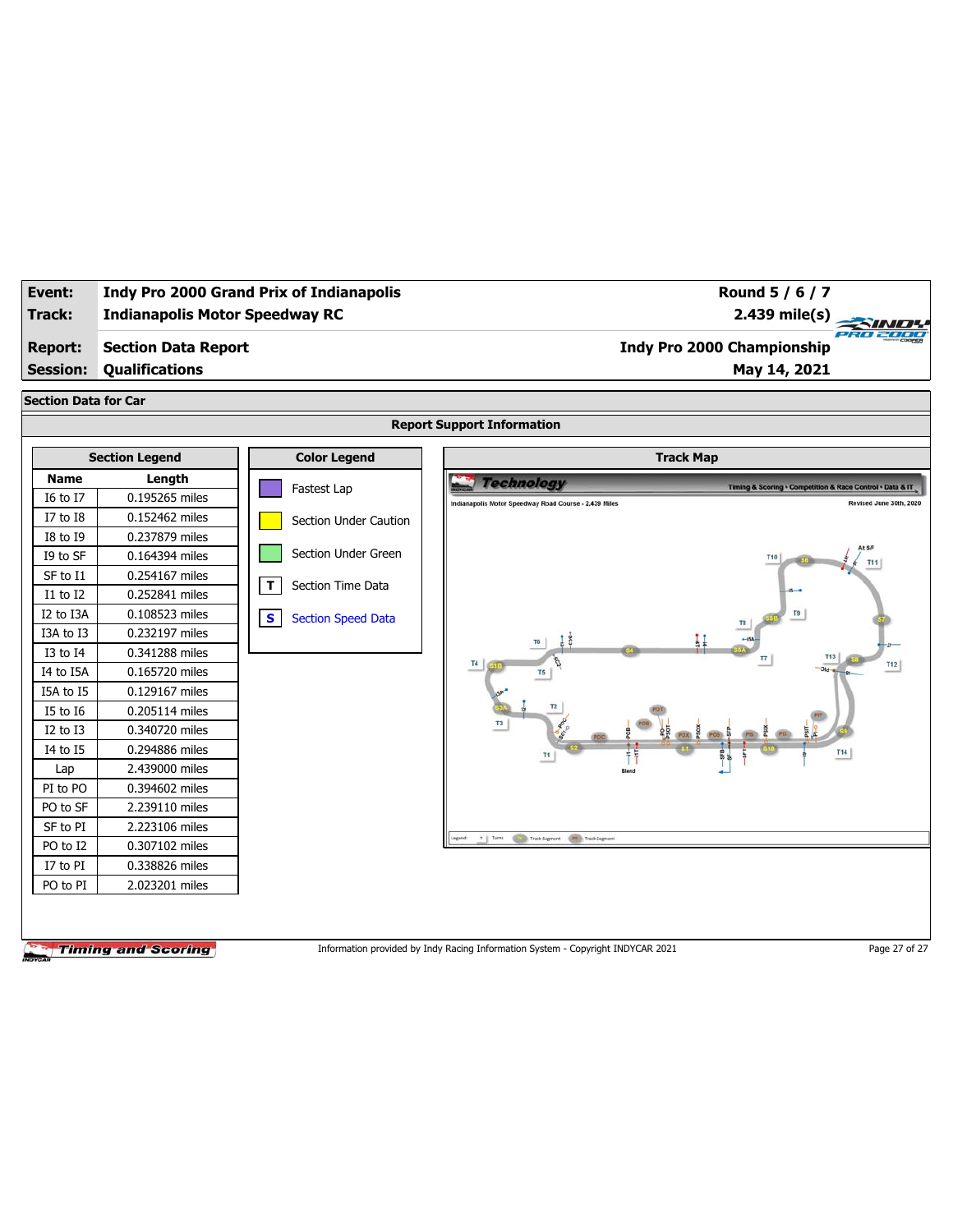| | | | |
|---|---|---|---|
| **Event:** | **Indy Pro 2000 Grand Prix of Indianapolis** | **Round 5 / 6 / 7** | |
| **Track:** | **Indianapolis Motor Speedway RC** | **2.439 mile(s)** | |
| **Report:** | **Section Data Report** | **Indy Pro 2000 Championship** | |
| **Session:** | **Qualifications** | **May 14, 2021** | |

## Section Data for Car

### Report Support Information

**Section Legend**

| Name | Length |
|---|---|
| I6 to I7 | 0.195265 miles |
| I7 to I8 | 0.152462 miles |
| I8 to I9 | 0.237879 miles |
| I9 to SF | 0.164394 miles |
| SF to I1 | 0.254167 miles |
| I1 to I2 | 0.252841 miles |
| I2 to I3A | 0.108523 miles |
| I3A to I3 | 0.232197 miles |
| I3 to I4 | 0.341288 miles |
| I4 to I5A | 0.165720 miles |
| I5A to I5 | 0.129167 miles |
| I5 to I6 | 0.205114 miles |
| I2 to I3 | 0.340720 miles |
| I4 to I5 | 0.294886 miles |
| Lap | 2.439000 miles |
| PI to PO | 0.394602 miles |
| PO to SF | 2.239110 miles |
| SF to PI | 2.223106 miles |
| PO to I2 | 0.307102 miles |
| I7 to PI | 0.338826 miles |
| PO to PI | 2.023201 miles |

**Color Legend**

- Fastest Lap
- Section Under Caution
- Section Under Green
- T — Section Time Data
- S — Section Speed Data

**Track Map**

Technology

Timing & Scoring • Competition & Race Control • Data & IT

Indianapolis Motor Speedway Road Course - 2.439 Miles

Revised June 30th, 2020

Information provided by Indy Racing Information System - Copyright INDYCAR 2021